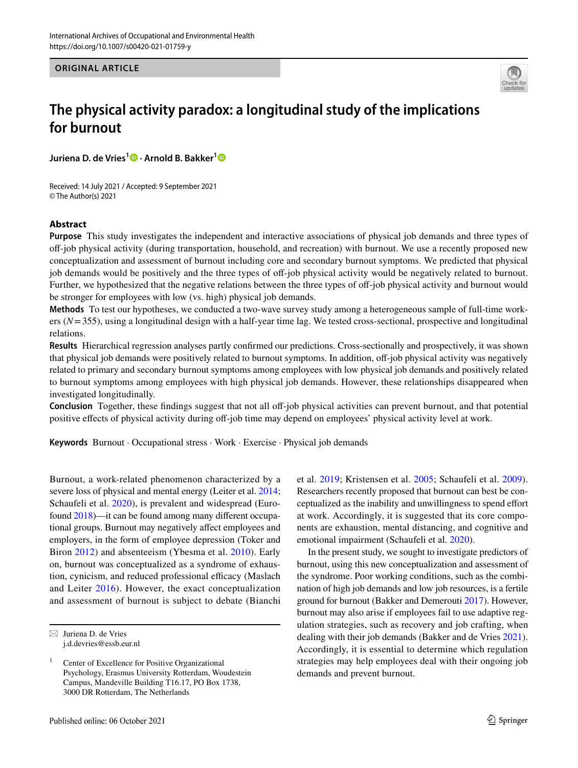International Archives of Occupational and Environmental Health
https://doi.org/10.1007/s00420-021-01759-y

**ORIGINAL ARTICLE**

# The physical activity paradox: a longitudinal study of the implications for burnout

**Juriena D. de Vries[1] · Arnold B. Bakker[1]**

Received: 14 July 2021 / Accepted: 9 September 2021
© The Author(s) 2021

## Abstract

**Purpose** This study investigates the independent and interactive associations of physical job demands and three types of off-job physical activity (during transportation, household, and recreation) with burnout. We use a recently proposed new conceptualization and assessment of burnout including core and secondary burnout symptoms. We predicted that physical job demands would be positively and the three types of off-job physical activity would be negatively related to burnout. Further, we hypothesized that the negative relations between the three types of off-job physical activity and burnout would be stronger for employees with low (vs. high) physical job demands.

**Methods** To test our hypotheses, we conducted a two-wave survey study among a heterogeneous sample of full-time workers ($N = 355$), using a longitudinal design with a half-year time lag. We tested cross-sectional, prospective and longitudinal relations.

**Results** Hierarchical regression analyses partly confirmed our predictions. Cross-sectionally and prospectively, it was shown that physical job demands were positively related to burnout symptoms. In addition, off-job physical activity was negatively related to primary and secondary burnout symptoms among employees with low physical job demands and positively related to burnout symptoms among employees with high physical job demands. However, these relationships disappeared when investigated longitudinally.

**Conclusion** Together, these findings suggest that not all off-job physical activities can prevent burnout, and that potential positive effects of physical activity during off-job time may depend on employees' physical activity level at work.

**Keywords** Burnout · Occupational stress · Work · Exercise · Physical job demands

Burnout, a work-related phenomenon characterized by a severe loss of physical and mental energy (Leiter et al. 2014; Schaufeli et al. 2020), is prevalent and widespread (Eurofound 2018)—it can be found among many different occupational groups. Burnout may negatively affect employees and employers, in the form of employee depression (Toker and Biron 2012) and absenteeism (Ybesma et al. 2010). Early on, burnout was conceptualized as a syndrome of exhaustion, cynicism, and reduced professional efficacy (Maslach and Leiter 2016). However, the exact conceptualization and assessment of burnout is subject to debate (Bianchi et al. 2019; Kristensen et al. 2005; Schaufeli et al. 2009). Researchers recently proposed that burnout can best be conceptualized as the inability and unwillingness to spend effort at work. Accordingly, it is suggested that its core components are exhaustion, mental distancing, and cognitive and emotional impairment (Schaufeli et al. 2020).

In the present study, we sought to investigate predictors of burnout, using this new conceptualization and assessment of the syndrome. Poor working conditions, such as the combination of high job demands and low job resources, is a fertile ground for burnout (Bakker and Demerouti 2017). However, burnout may also arise if employees fail to use adaptive regulation strategies, such as recovery and job crafting, when dealing with their job demands (Bakker and de Vries 2021). Accordingly, it is essential to determine which regulation strategies may help employees deal with their ongoing job demands and prevent burnout.

✉ Juriena D. de Vries
j.d.devries@essb.eur.nl

[1] Center of Excellence for Positive Organizational Psychology, Erasmus University Rotterdam, Woudestein Campus, Mandeville Building T16.17, PO Box 1738, 3000 DR Rotterdam, The Netherlands

Published online: 06 October 2021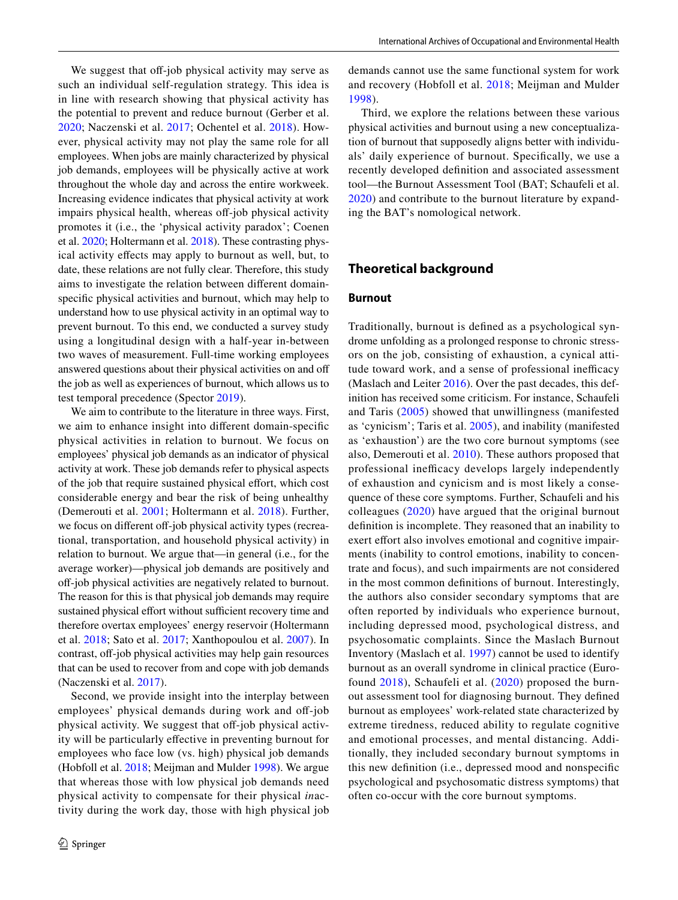We suggest that off-job physical activity may serve as such an individual self-regulation strategy. This idea is in line with research showing that physical activity has the potential to prevent and reduce burnout (Gerber et al. 2020; Naczenski et al. 2017; Ochentel et al. 2018). However, physical activity may not play the same role for all employees. When jobs are mainly characterized by physical job demands, employees will be physically active at work throughout the whole day and across the entire workweek. Increasing evidence indicates that physical activity at work impairs physical health, whereas off-job physical activity promotes it (i.e., the 'physical activity paradox'; Coenen et al. 2020; Holtermann et al. 2018). These contrasting physical activity effects may apply to burnout as well, but, to date, these relations are not fully clear. Therefore, this study aims to investigate the relation between different domain-specific physical activities and burnout, which may help to understand how to use physical activity in an optimal way to prevent burnout. To this end, we conducted a survey study using a longitudinal design with a half-year in-between two waves of measurement. Full-time working employees answered questions about their physical activities on and off the job as well as experiences of burnout, which allows us to test temporal precedence (Spector 2019).

We aim to contribute to the literature in three ways. First, we aim to enhance insight into different domain-specific physical activities in relation to burnout. We focus on employees' physical job demands as an indicator of physical activity at work. These job demands refer to physical aspects of the job that require sustained physical effort, which cost considerable energy and bear the risk of being unhealthy (Demerouti et al. 2001; Holtermann et al. 2018). Further, we focus on different off-job physical activity types (recreational, transportation, and household physical activity) in relation to burnout. We argue that—in general (i.e., for the average worker)—physical job demands are positively and off-job physical activities are negatively related to burnout. The reason for this is that physical job demands may require sustained physical effort without sufficient recovery time and therefore overtax employees' energy reservoir (Holtermann et al. 2018; Sato et al. 2017; Xanthopoulou et al. 2007). In contrast, off-job physical activities may help gain resources that can be used to recover from and cope with job demands (Naczenski et al. 2017).

Second, we provide insight into the interplay between employees' physical demands during work and off-job physical activity. We suggest that off-job physical activity will be particularly effective in preventing burnout for employees who face low (vs. high) physical job demands (Hobfoll et al. 2018; Meijman and Mulder 1998). We argue that whereas those with low physical job demands need physical activity to compensate for their physical *in*activity during the work day, those with high physical job demands cannot use the same functional system for work and recovery (Hobfoll et al. 2018; Meijman and Mulder 1998).

Third, we explore the relations between these various physical activities and burnout using a new conceptualization of burnout that supposedly aligns better with individuals' daily experience of burnout. Specifically, we use a recently developed definition and associated assessment tool—the Burnout Assessment Tool (BAT; Schaufeli et al. 2020) and contribute to the burnout literature by expanding the BAT's nomological network.

## Theoretical background

### Burnout

Traditionally, burnout is defined as a psychological syndrome unfolding as a prolonged response to chronic stressors on the job, consisting of exhaustion, a cynical attitude toward work, and a sense of professional inefficacy (Maslach and Leiter 2016). Over the past decades, this definition has received some criticism. For instance, Schaufeli and Taris (2005) showed that unwillingness (manifested as 'cynicism'; Taris et al. 2005), and inability (manifested as 'exhaustion') are the two core burnout symptoms (see also, Demerouti et al. 2010). These authors proposed that professional inefficacy develops largely independently of exhaustion and cynicism and is most likely a consequence of these core symptoms. Further, Schaufeli and his colleagues (2020) have argued that the original burnout definition is incomplete. They reasoned that an inability to exert effort also involves emotional and cognitive impairments (inability to control emotions, inability to concentrate and focus), and such impairments are not considered in the most common definitions of burnout. Interestingly, the authors also consider secondary symptoms that are often reported by individuals who experience burnout, including depressed mood, psychological distress, and psychosomatic complaints. Since the Maslach Burnout Inventory (Maslach et al. 1997) cannot be used to identify burnout as an overall syndrome in clinical practice (Eurofound 2018), Schaufeli et al. (2020) proposed the burnout assessment tool for diagnosing burnout. They defined burnout as employees' work-related state characterized by extreme tiredness, reduced ability to regulate cognitive and emotional processes, and mental distancing. Additionally, they included secondary burnout symptoms in this new definition (i.e., depressed mood and nonspecific psychological and psychosomatic distress symptoms) that often co-occur with the core burnout symptoms.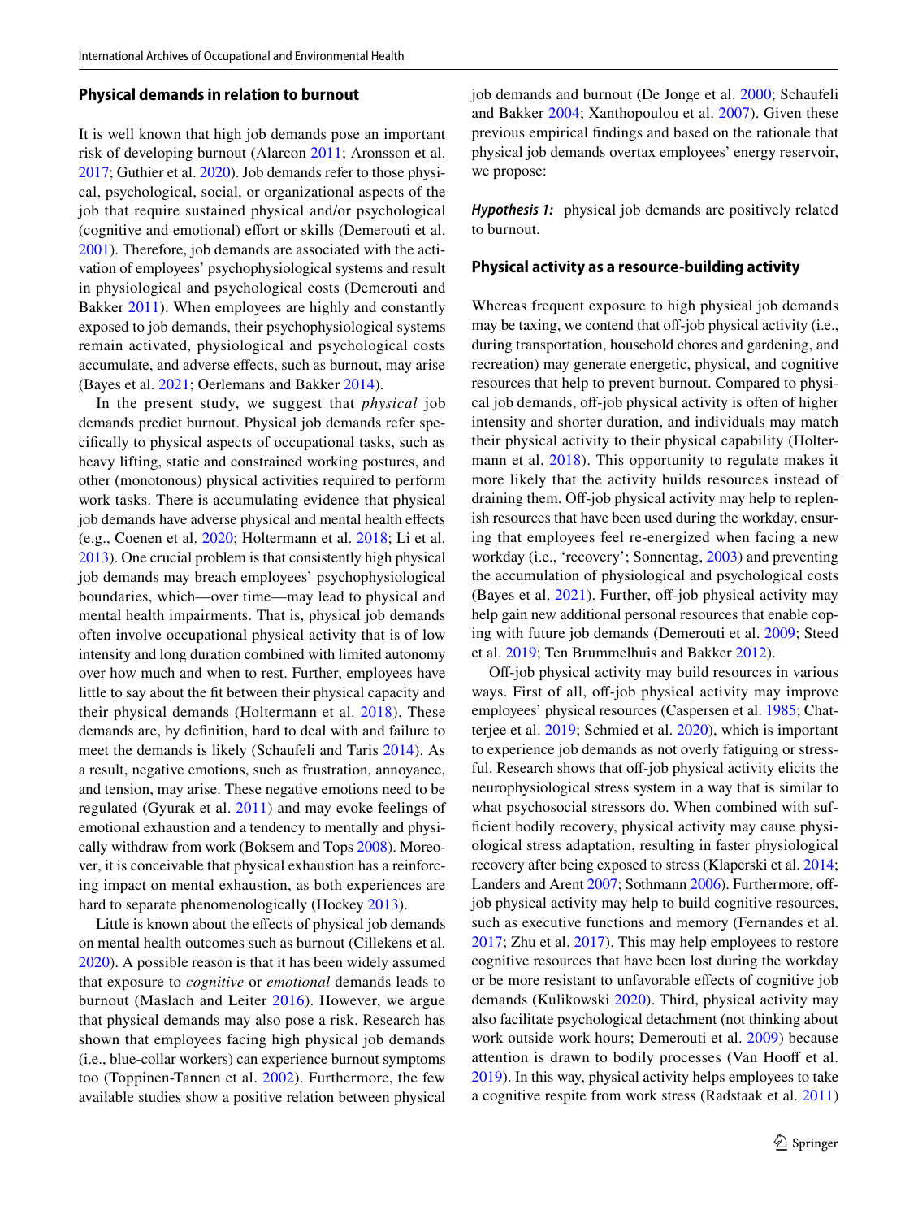### Physical demands in relation to burnout

It is well known that high job demands pose an important risk of developing burnout (Alarcon 2011; Aronsson et al. 2017; Guthier et al. 2020). Job demands refer to those physical, psychological, social, or organizational aspects of the job that require sustained physical and/or psychological (cognitive and emotional) effort or skills (Demerouti et al. 2001). Therefore, job demands are associated with the activation of employees' psychophysiological systems and result in physiological and psychological costs (Demerouti and Bakker 2011). When employees are highly and constantly exposed to job demands, their psychophysiological systems remain activated, physiological and psychological costs accumulate, and adverse effects, such as burnout, may arise (Bayes et al. 2021; Oerlemans and Bakker 2014).

In the present study, we suggest that *physical* job demands predict burnout. Physical job demands refer specifically to physical aspects of occupational tasks, such as heavy lifting, static and constrained working postures, and other (monotonous) physical activities required to perform work tasks. There is accumulating evidence that physical job demands have adverse physical and mental health effects (e.g., Coenen et al. 2020; Holtermann et al. 2018; Li et al. 2013). One crucial problem is that consistently high physical job demands may breach employees' psychophysiological boundaries, which—over time—may lead to physical and mental health impairments. That is, physical job demands often involve occupational physical activity that is of low intensity and long duration combined with limited autonomy over how much and when to rest. Further, employees have little to say about the fit between their physical capacity and their physical demands (Holtermann et al. 2018). These demands are, by definition, hard to deal with and failure to meet the demands is likely (Schaufeli and Taris 2014). As a result, negative emotions, such as frustration, annoyance, and tension, may arise. These negative emotions need to be regulated (Gyurak et al. 2011) and may evoke feelings of emotional exhaustion and a tendency to mentally and physically withdraw from work (Boksem and Tops 2008). Moreover, it is conceivable that physical exhaustion has a reinforcing impact on mental exhaustion, as both experiences are hard to separate phenomenologically (Hockey 2013).

Little is known about the effects of physical job demands on mental health outcomes such as burnout (Cillekens et al. 2020). A possible reason is that it has been widely assumed that exposure to *cognitive* or *emotional* demands leads to burnout (Maslach and Leiter 2016). However, we argue that physical demands may also pose a risk. Research has shown that employees facing high physical job demands (i.e., blue-collar workers) can experience burnout symptoms too (Toppinen-Tannen et al. 2002). Furthermore, the few available studies show a positive relation between physical job demands and burnout (De Jonge et al. 2000; Schaufeli and Bakker 2004; Xanthopoulou et al. 2007). Given these previous empirical findings and based on the rationale that physical job demands overtax employees' energy reservoir, we propose:

***Hypothesis 1:*** physical job demands are positively related to burnout.

### Physical activity as a resource-building activity

Whereas frequent exposure to high physical job demands may be taxing, we contend that off-job physical activity (i.e., during transportation, household chores and gardening, and recreation) may generate energetic, physical, and cognitive resources that help to prevent burnout. Compared to physical job demands, off-job physical activity is often of higher intensity and shorter duration, and individuals may match their physical activity to their physical capability (Holtermann et al. 2018). This opportunity to regulate makes it more likely that the activity builds resources instead of draining them. Off-job physical activity may help to replenish resources that have been used during the workday, ensuring that employees feel re-energized when facing a new workday (i.e., 'recovery'; Sonnentag, 2003) and preventing the accumulation of physiological and psychological costs (Bayes et al. 2021). Further, off-job physical activity may help gain new additional personal resources that enable coping with future job demands (Demerouti et al. 2009; Steed et al. 2019; Ten Brummelhuis and Bakker 2012).

Off-job physical activity may build resources in various ways. First of all, off-job physical activity may improve employees' physical resources (Caspersen et al. 1985; Chatterjee et al. 2019; Schmied et al. 2020), which is important to experience job demands as not overly fatiguing or stressful. Research shows that off-job physical activity elicits the neurophysiological stress system in a way that is similar to what psychosocial stressors do. When combined with sufficient bodily recovery, physical activity may cause physiological stress adaptation, resulting in faster physiological recovery after being exposed to stress (Klaperski et al. 2014; Landers and Arent 2007; Sothmann 2006). Furthermore, off-job physical activity may help to build cognitive resources, such as executive functions and memory (Fernandes et al. 2017; Zhu et al. 2017). This may help employees to restore cognitive resources that have been lost during the workday or be more resistant to unfavorable effects of cognitive job demands (Kulikowski 2020). Third, physical activity may also facilitate psychological detachment (not thinking about work outside work hours; Demerouti et al. 2009) because attention is drawn to bodily processes (Van Hooff et al. 2019). In this way, physical activity helps employees to take a cognitive respite from work stress (Radstaak et al. 2011)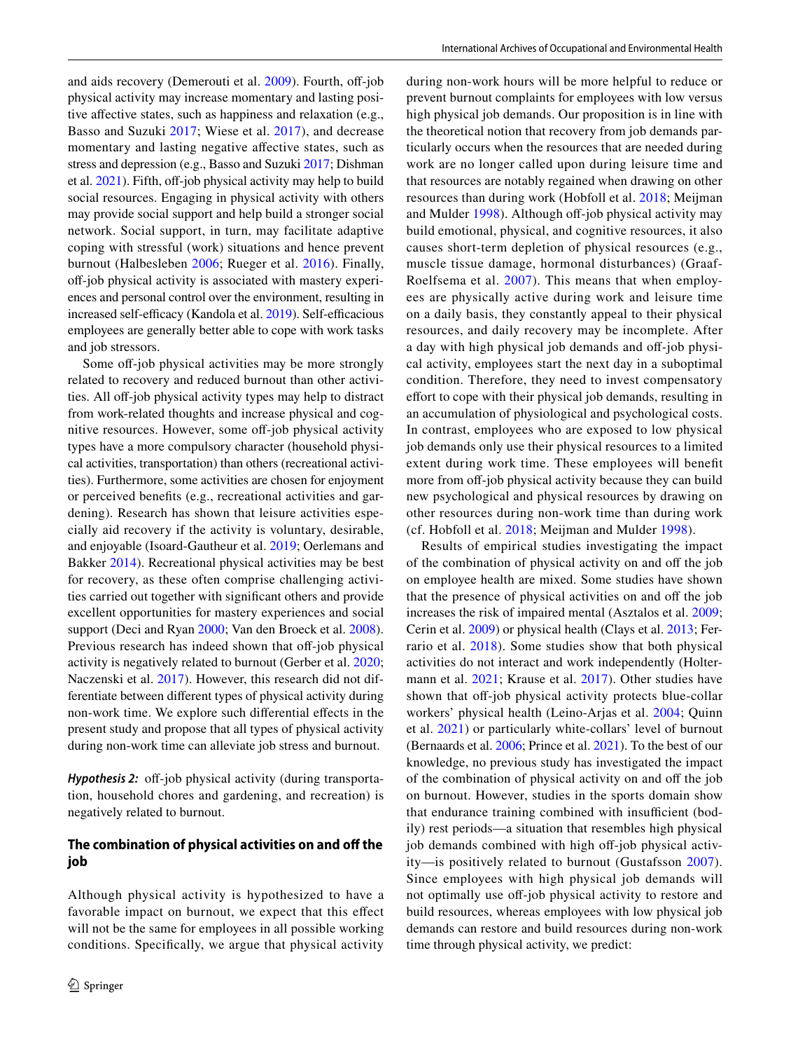and aids recovery (Demerouti et al. 2009). Fourth, off-job physical activity may increase momentary and lasting positive affective states, such as happiness and relaxation (e.g., Basso and Suzuki 2017; Wiese et al. 2017), and decrease momentary and lasting negative affective states, such as stress and depression (e.g., Basso and Suzuki 2017; Dishman et al. 2021). Fifth, off-job physical activity may help to build social resources. Engaging in physical activity with others may provide social support and help build a stronger social network. Social support, in turn, may facilitate adaptive coping with stressful (work) situations and hence prevent burnout (Halbesleben 2006; Rueger et al. 2016). Finally, off-job physical activity is associated with mastery experiences and personal control over the environment, resulting in increased self-efficacy (Kandola et al. 2019). Self-efficacious employees are generally better able to cope with work tasks and job stressors.

Some off-job physical activities may be more strongly related to recovery and reduced burnout than other activities. All off-job physical activity types may help to distract from work-related thoughts and increase physical and cognitive resources. However, some off-job physical activity types have a more compulsory character (household physical activities, transportation) than others (recreational activities). Furthermore, some activities are chosen for enjoyment or perceived benefits (e.g., recreational activities and gardening). Research has shown that leisure activities especially aid recovery if the activity is voluntary, desirable, and enjoyable (Isoard-Gautheur et al. 2019; Oerlemans and Bakker 2014). Recreational physical activities may be best for recovery, as these often comprise challenging activities carried out together with significant others and provide excellent opportunities for mastery experiences and social support (Deci and Ryan 2000; Van den Broeck et al. 2008). Previous research has indeed shown that off-job physical activity is negatively related to burnout (Gerber et al. 2020; Naczenski et al. 2017). However, this research did not differentiate between different types of physical activity during non-work time. We explore such differential effects in the present study and propose that all types of physical activity during non-work time can alleviate job stress and burnout.

***Hypothesis 2:*** off-job physical activity (during transportation, household chores and gardening, and recreation) is negatively related to burnout.

### The combination of physical activities on and off the job

Although physical activity is hypothesized to have a favorable impact on burnout, we expect that this effect will not be the same for employees in all possible working conditions. Specifically, we argue that physical activity during non-work hours will be more helpful to reduce or prevent burnout complaints for employees with low versus high physical job demands. Our proposition is in line with the theoretical notion that recovery from job demands particularly occurs when the resources that are needed during work are no longer called upon during leisure time and that resources are notably regained when drawing on other resources than during work (Hobfoll et al. 2018; Meijman and Mulder 1998). Although off-job physical activity may build emotional, physical, and cognitive resources, it also causes short-term depletion of physical resources (e.g., muscle tissue damage, hormonal disturbances) (Graaf-Roelfsema et al. 2007). This means that when employees are physically active during work and leisure time on a daily basis, they constantly appeal to their physical resources, and daily recovery may be incomplete. After a day with high physical job demands and off-job physical activity, employees start the next day in a suboptimal condition. Therefore, they need to invest compensatory effort to cope with their physical job demands, resulting in an accumulation of physiological and psychological costs. In contrast, employees who are exposed to low physical job demands only use their physical resources to a limited extent during work time. These employees will benefit more from off-job physical activity because they can build new psychological and physical resources by drawing on other resources during non-work time than during work (cf. Hobfoll et al. 2018; Meijman and Mulder 1998).

Results of empirical studies investigating the impact of the combination of physical activity on and off the job on employee health are mixed. Some studies have shown that the presence of physical activities on and off the job increases the risk of impaired mental (Asztalos et al. 2009; Cerin et al. 2009) or physical health (Clays et al. 2013; Ferrario et al. 2018). Some studies show that both physical activities do not interact and work independently (Holtermann et al. 2021; Krause et al. 2017). Other studies have shown that off-job physical activity protects blue-collar workers' physical health (Leino-Arjas et al. 2004; Quinn et al. 2021) or particularly white-collars' level of burnout (Bernaards et al. 2006; Prince et al. 2021). To the best of our knowledge, no previous study has investigated the impact of the combination of physical activity on and off the job on burnout. However, studies in the sports domain show that endurance training combined with insufficient (bodily) rest periods—a situation that resembles high physical job demands combined with high off-job physical activity—is positively related to burnout (Gustafsson 2007). Since employees with high physical job demands will not optimally use off-job physical activity to restore and build resources, whereas employees with low physical job demands can restore and build resources during non-work time through physical activity, we predict: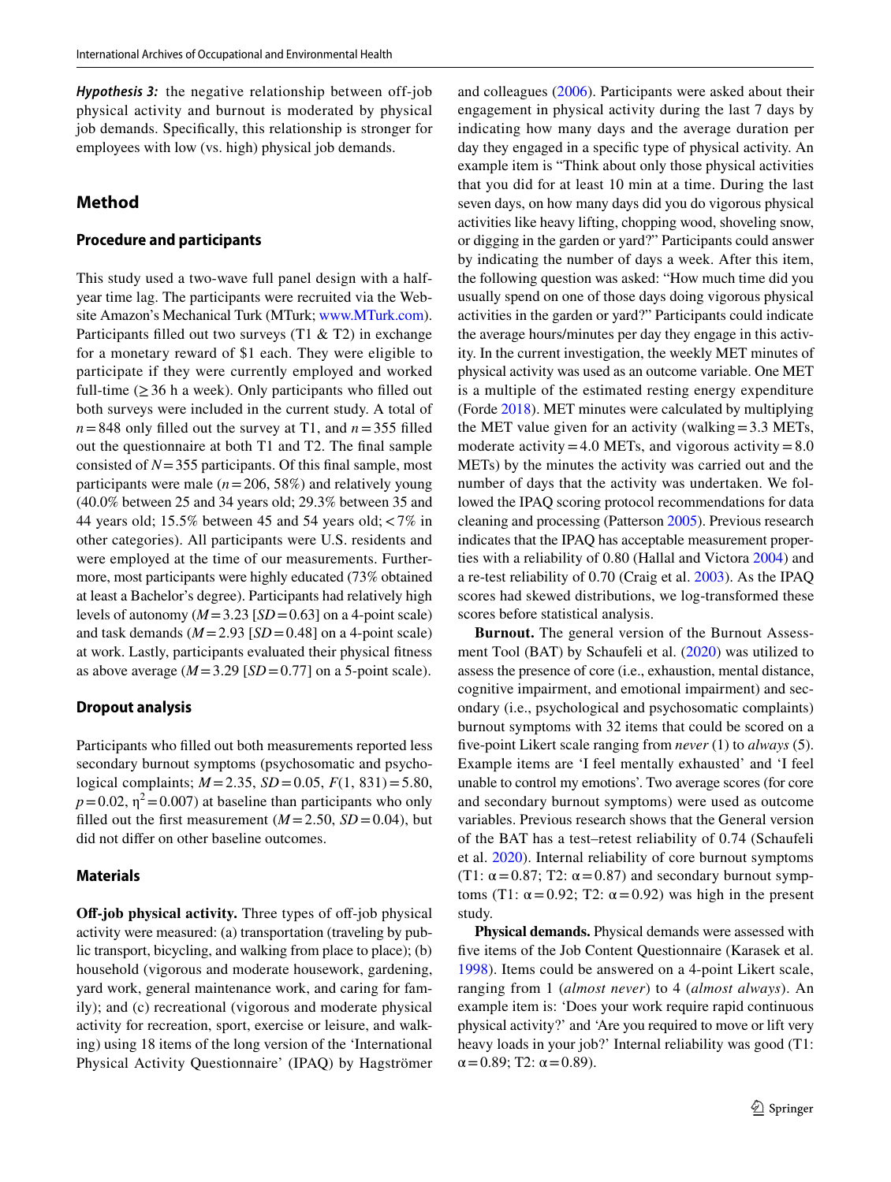***Hypothesis 3:*** the negative relationship between off-job physical activity and burnout is moderated by physical job demands. Specifically, this relationship is stronger for employees with low (vs. high) physical job demands.

## Method

### Procedure and participants

This study used a two-wave full panel design with a half-year time lag. The participants were recruited via the Website Amazon's Mechanical Turk (MTurk; www.MTurk.com). Participants filled out two surveys (T1 & T2) in exchange for a monetary reward of $1 each. They were eligible to participate if they were currently employed and worked full-time ($\geq 36$ h a week). Only participants who filled out both surveys were included in the current study. A total of $n = 848$ only filled out the survey at T1, and $n = 355$ filled out the questionnaire at both T1 and T2. The final sample consisted of $N = 355$ participants. Of this final sample, most participants were male ($n = 206$, 58%) and relatively young (40.0% between 25 and 34 years old; 29.3% between 35 and 44 years old; 15.5% between 45 and 54 years old; $< 7\%$ in other categories). All participants were U.S. residents and were employed at the time of our measurements. Furthermore, most participants were highly educated (73% obtained at least a Bachelor's degree). Participants had relatively high levels of autonomy ($M = 3.23$ [$SD = 0.63$] on a 4-point scale) and task demands ($M = 2.93$ [$SD = 0.48$] on a 4-point scale) at work. Lastly, participants evaluated their physical fitness as above average ($M = 3.29$ [$SD = 0.77$] on a 5-point scale).

### Dropout analysis

Participants who filled out both measurements reported less secondary burnout symptoms (psychosomatic and psychological complaints; $M = 2.35$, $SD = 0.05$, $F(1, 831) = 5.80$, $p = 0.02$, $\eta^2 = 0.007$) at baseline than participants who only filled out the first measurement ($M = 2.50$, $SD = 0.04$), but did not differ on other baseline outcomes.

### Materials

**Off-job physical activity.** Three types of off-job physical activity were measured: (a) transportation (traveling by public transport, bicycling, and walking from place to place); (b) household (vigorous and moderate housework, gardening, yard work, general maintenance work, and caring for family); and (c) recreational (vigorous and moderate physical activity for recreation, sport, exercise or leisure, and walking) using 18 items of the long version of the 'International Physical Activity Questionnaire' (IPAQ) by Hagströmer and colleagues (2006). Participants were asked about their engagement in physical activity during the last 7 days by indicating how many days and the average duration per day they engaged in a specific type of physical activity. An example item is "Think about only those physical activities that you did for at least 10 min at a time. During the last seven days, on how many days did you do vigorous physical activities like heavy lifting, chopping wood, shoveling snow, or digging in the garden or yard?" Participants could answer by indicating the number of days a week. After this item, the following question was asked: "How much time did you usually spend on one of those days doing vigorous physical activities in the garden or yard?" Participants could indicate the average hours/minutes per day they engage in this activity. In the current investigation, the weekly MET minutes of physical activity was used as an outcome variable. One MET is a multiple of the estimated resting energy expenditure (Forde 2018). MET minutes were calculated by multiplying the MET value given for an activity (walking = 3.3 METs, moderate activity = 4.0 METs, and vigorous activity = 8.0 METs) by the minutes the activity was carried out and the number of days that the activity was undertaken. We followed the IPAQ scoring protocol recommendations for data cleaning and processing (Patterson 2005). Previous research indicates that the IPAQ has acceptable measurement properties with a reliability of 0.80 (Hallal and Victora 2004) and a re-test reliability of 0.70 (Craig et al. 2003). As the IPAQ scores had skewed distributions, we log-transformed these scores before statistical analysis.

**Burnout.** The general version of the Burnout Assessment Tool (BAT) by Schaufeli et al. (2020) was utilized to assess the presence of core (i.e., exhaustion, mental distance, cognitive impairment, and emotional impairment) and secondary (i.e., psychological and psychosomatic complaints) burnout symptoms with 32 items that could be scored on a five-point Likert scale ranging from *never* (1) to *always* (5). Example items are 'I feel mentally exhausted' and 'I feel unable to control my emotions'. Two average scores (for core and secondary burnout symptoms) were used as outcome variables. Previous research shows that the General version of the BAT has a test–retest reliability of 0.74 (Schaufeli et al. 2020). Internal reliability of core burnout symptoms (T1: $\alpha = 0.87$; T2: $\alpha = 0.87$) and secondary burnout symptoms (T1: $\alpha = 0.92$; T2: $\alpha = 0.92$) was high in the present study.

**Physical demands.** Physical demands were assessed with five items of the Job Content Questionnaire (Karasek et al. 1998). Items could be answered on a 4-point Likert scale, ranging from 1 (*almost never*) to 4 (*almost always*). An example item is: 'Does your work require rapid continuous physical activity?' and 'Are you required to move or lift very heavy loads in your job?' Internal reliability was good (T1: $\alpha = 0.89$; T2: $\alpha = 0.89$).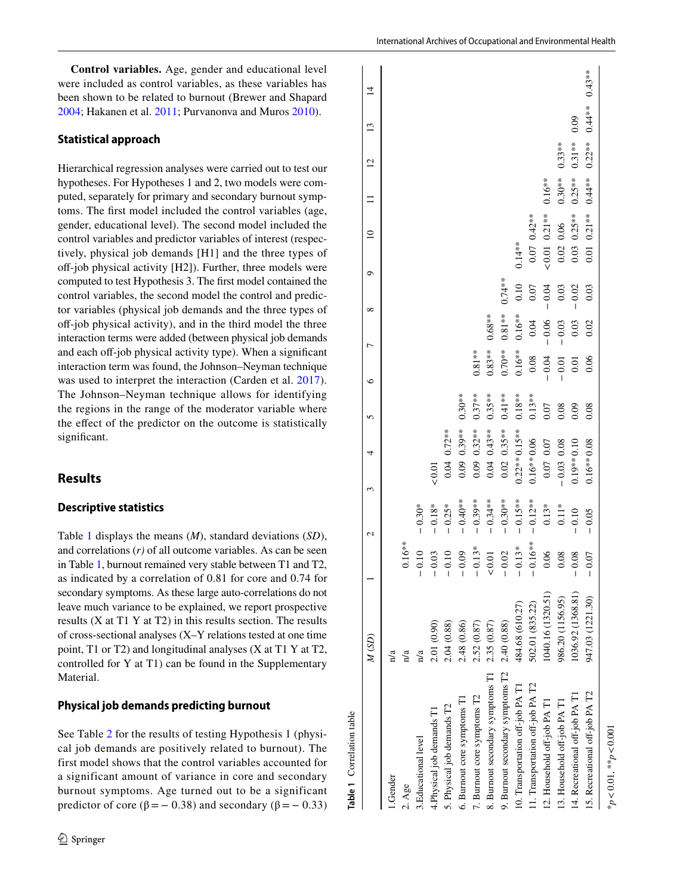**Control variables.** Age, gender and educational level were included as control variables, as these variables has been shown to be related to burnout (Brewer and Shapard 2004; Hakanen et al. 2011; Purvanonva and Muros 2010).

### Statistical approach

Hierarchical regression analyses were carried out to test our hypotheses. For Hypotheses 1 and 2, two models were computed, separately for primary and secondary burnout symptoms. The first model included the control variables (age, gender, educational level). The second model included the control variables and predictor variables of interest (respectively, physical job demands [H1] and the three types of off-job physical activity [H2]). Further, three models were computed to test Hypothesis 3. The first model contained the control variables, the second model the control and predictor variables (physical job demands and the three types of off-job physical activity), and in the third model the three interaction terms were added (between physical job demands and each off-job physical activity type). When a significant interaction term was found, the Johnson–Neyman technique was used to interpret the interaction (Carden et al. 2017). The Johnson–Neyman technique allows for identifying the regions in the range of the moderator variable where the effect of the predictor on the outcome is statistically significant.

## Results

### Descriptive statistics

Table 1 displays the means (*M*), standard deviations (*SD*), and correlations (*r*) of all outcome variables. As can be seen in Table 1, burnout remained very stable between T1 and T2, as indicated by a correlation of 0.81 for core and 0.74 for secondary symptoms. As these large auto-correlations do not leave much variance to be explained, we report prospective results (X at T1 Y at T2) in this results section. The results of cross-sectional analyses (X–Y relations tested at one time point, T1 or T2) and longitudinal analyses (X at T1 Y at T2, controlled for Y at T1) can be found in the Supplementary Material.

### Physical job demands predicting burnout

See Table 2 for the results of testing Hypothesis 1 (physical job demands are positively related to burnout). The first model shows that the control variables accounted for a significant amount of variance in core and secondary burnout symptoms. Age turned out to be a significant predictor of core (β = − 0.38) and secondary (β = − 0.33)

**Table 1** Correlation table

| | *M (SD)* | 1 | 2 | 3 | 4 | 5 | 6 | 7 | 8 | 9 | 10 | 11 | 12 | 13 | 14 |
|---|---|---|---|---|---|---|---|---|---|---|---|---|---|---|---|
| 1.Gender | n/a | | | | | | | | | | | | | | |
| 2. Age | n/a | 0.16** | | | | | | | | | | | | | |
| 3.Educational level | n/a | − 0.10 | − 0.30* | | | | | | | | | | | | |
| 4.Physical job demands T1 | 2.01 (0.90) | − 0.03 | − 0.18* | <0.01 | | | | | | | | | | | |
| 5. Physical job demands T2 | 2.04 (0.88) | − 0.10 | − 0.25* | 0.04 | 0.72** | | | | | | | | | | |
| 6. Burnout core symptoms T1 | 2.48 (0.86) | − 0.09 | − 0.40** | 0.09 | 0.39** | 0.30** | | | | | | | | | |
| 7. Burnout core symptoms T2 | 2.52 (0.87) | − 0.13* | − 0.39** | 0.09 | 0.32** | 0.37** | 0.81** | | | | | | | | |
| 8. Burnout secondary symptoms T1 | 2.35 (0.87) | <0.01 | − 0.34** | 0.04 | 0.43** | 0.35** | 0.83** | 0.68** | | | | | | | |
| 9. Burnout secondary symptoms T2 | 2.40 (0.88) | − 0.02 | − 0.30** | 0.02 | 0.35** | 0.41** | 0.70** | 0.81** | 0.74** | | | | | | |
| 10. Transportation off-job PA T1 | 484.68 (610.27) | − 0.13* | − 0.15** | 0.22** | 0.15** | 0.18** | 0.16** | 0.16** | 0.10 | 0.14** | | | | | |
| 11. Transportation off-job PA T2 | 502.01 (835.22) | − 0.16** | − 0.12** | 0.16** | 0.06 | 0.13** | 0.08 | 0.04 | 0.07 | 0.07 | 0.42** | | | | |
| 12. Household off-job PA T1 | 1040.16 (1320.51) | 0.06 | 0.13* | 0.07 | 0.07 | 0.07 | − 0.04 | − 0.06 | − 0.04 | <0.01 | 0.21** | 0.16** | | | |
| 13. Household off-job PA T1 | 986.20 (1156.95) | 0.08 | 0.11* | − 0.03 | 0.08 | 0.08 | − 0.01 | − 0.03 | 0.03 | 0.02 | 0.06 | 0.30** | 0.33** | | |
| 14. Recreational off-job PA T1 | 1036.92 (1368.81) | − 0.08 | − 0.10 | 0.19** | 0.10 | 0.09 | 0.01 | 0.03 | − 0.02 | 0.03 | 0.25** | 0.25** | 0.31** | 0.09 | |
| 15. Recreational off-job PA T2 | 947.03 (1221.30) | − 0.07 | − 0.05 | 0.16** | 0.08 | 0.08 | 0.06 | 0.02 | 0.03 | 0.01 | 0.21** | 0.44** | 0.22** | 0.44** | 0.43** |

*$p < 0.01$, **$p < 0.001$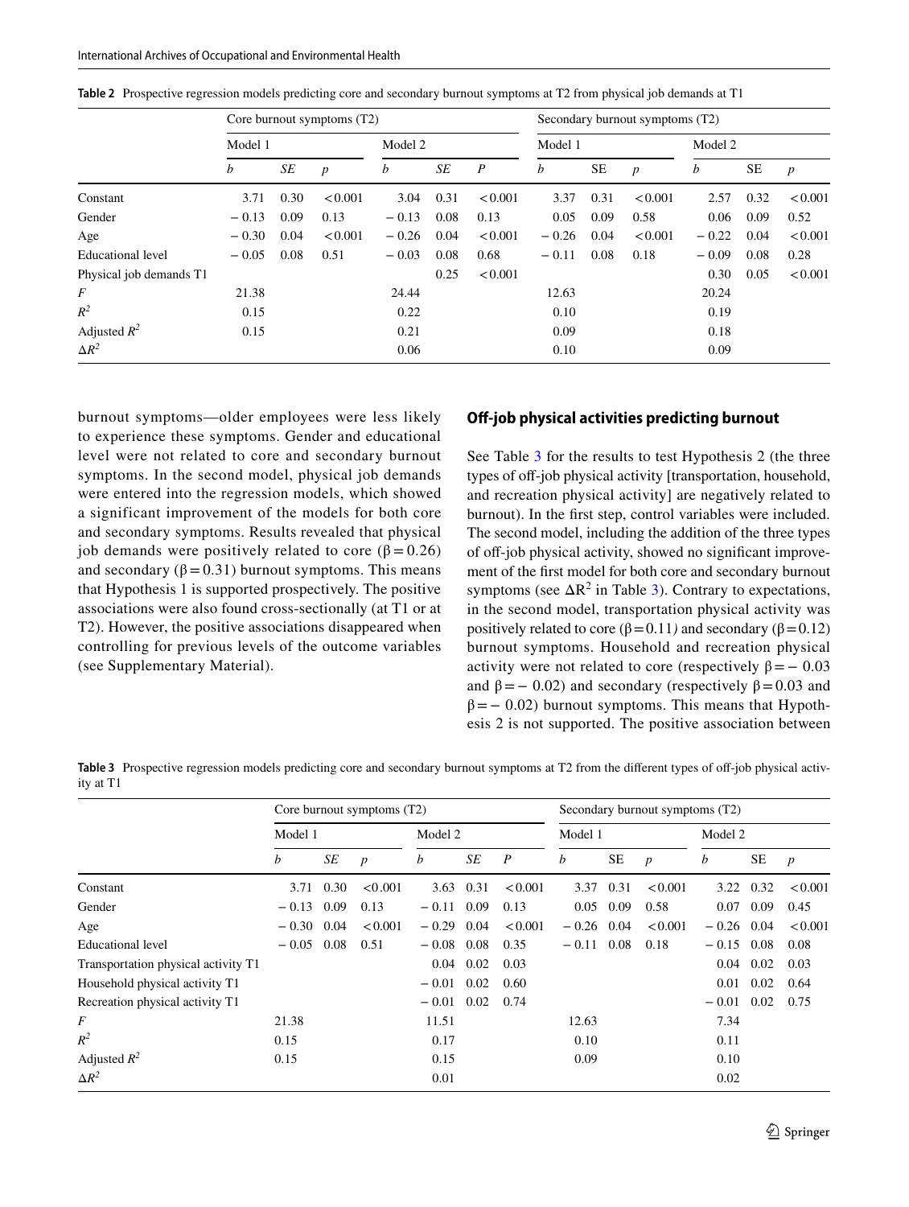**Table 2** Prospective regression models predicting core and secondary burnout symptoms at T2 from physical job demands at T1

| | Core burnout symptoms (T2) | | | | | | Secondary burnout symptoms (T2) | | | | | |
|---|---|---|---|---|---|---|---|---|---|---|---|---|
| | Model 1 | | | Model 2 | | | Model 1 | | | Model 2 | | |
| | *b* | *SE* | *p* | *b* | *SE* | *P* | *b* | SE | *p* | *b* | SE | *p* |
| Constant | 3.71 | 0.30 | < 0.001 | 3.04 | 0.31 | < 0.001 | 3.37 | 0.31 | < 0.001 | 2.57 | 0.32 | < 0.001 |
| Gender | − 0.13 | 0.09 | 0.13 | − 0.13 | 0.08 | 0.13 | 0.05 | 0.09 | 0.58 | 0.06 | 0.09 | 0.52 |
| Age | − 0.30 | 0.04 | < 0.001 | − 0.26 | 0.04 | < 0.001 | − 0.26 | 0.04 | < 0.001 | − 0.22 | 0.04 | < 0.001 |
| Educational level | − 0.05 | 0.08 | 0.51 | − 0.03 | 0.08 | 0.68 | − 0.11 | 0.08 | 0.18 | − 0.09 | 0.08 | 0.28 |
| Physical job demands T1 | | | | | 0.25 | < 0.001 | | | | 0.30 | 0.05 | < 0.001 |
| *F* | 21.38 | | | 24.44 | | | 12.63 | | | 20.24 | | |
| $R^2$ | 0.15 | | | 0.22 | | | 0.10 | | | 0.19 | | |
| Adjusted $R^2$ | 0.15 | | | 0.21 | | | 0.09 | | | 0.18 | | |
| $\Delta R^2$ | | | | 0.06 | | | 0.10 | | | 0.09 | | |

burnout symptoms—older employees were less likely to experience these symptoms. Gender and educational level were not related to core and secondary burnout symptoms. In the second model, physical job demands were entered into the regression models, which showed a significant improvement of the models for both core and secondary symptoms. Results revealed that physical job demands were positively related to core ($\beta = 0.26$) and secondary ($\beta = 0.31$) burnout symptoms. This means that Hypothesis 1 is supported prospectively. The positive associations were also found cross-sectionally (at T1 or at T2). However, the positive associations disappeared when controlling for previous levels of the outcome variables (see Supplementary Material).

### Off-job physical activities predicting burnout

See Table 3 for the results to test Hypothesis 2 (the three types of off-job physical activity [transportation, household, and recreation physical activity] are negatively related to burnout). In the first step, control variables were included. The second model, including the addition of the three types of off-job physical activity, showed no significant improvement of the first model for both core and secondary burnout symptoms (see $\Delta R^2$ in Table 3). Contrary to expectations, in the second model, transportation physical activity was positively related to core ($\beta = 0.11$) and secondary ($\beta = 0.12$) burnout symptoms. Household and recreation physical activity were not related to core (respectively $\beta = -0.03$ and $\beta = -0.02$) and secondary (respectively $\beta = 0.03$ and $\beta = -0.02$) burnout symptoms. This means that Hypothesis 2 is not supported. The positive association between

**Table 3** Prospective regression models predicting core and secondary burnout symptoms at T2 from the different types of off-job physical activity at T1

| | Core burnout symptoms (T2) | | | | | | Secondary burnout symptoms (T2) | | | | | |
|---|---|---|---|---|---|---|---|---|---|---|---|---|
| | Model 1 | | | Model 2 | | | Model 1 | | | Model 2 | | |
| | *b* | *SE* | *p* | *b* | *SE* | *P* | *b* | SE | *p* | *b* | SE | *p* |
| Constant | 3.71 | 0.30 | <0.001 | 3.63 | 0.31 | < 0.001 | 3.37 | 0.31 | < 0.001 | 3.22 | 0.32 | < 0.001 |
| Gender | − 0.13 | 0.09 | 0.13 | − 0.11 | 0.09 | 0.13 | 0.05 | 0.09 | 0.58 | 0.07 | 0.09 | 0.45 |
| Age | − 0.30 | 0.04 | < 0.001 | − 0.29 | 0.04 | < 0.001 | − 0.26 | 0.04 | < 0.001 | − 0.26 | 0.04 | < 0.001 |
| Educational level | − 0.05 | 0.08 | 0.51 | − 0.08 | 0.08 | 0.35 | − 0.11 | 0.08 | 0.18 | − 0.15 | 0.08 | 0.08 |
| Transportation physical activity T1 | | | | 0.04 | 0.02 | 0.03 | | | | 0.04 | 0.02 | 0.03 |
| Household physical activity T1 | | | | − 0.01 | 0.02 | 0.60 | | | | 0.01 | 0.02 | 0.64 |
| Recreation physical activity T1 | | | | − 0.01 | 0.02 | 0.74 | | | | − 0.01 | 0.02 | 0.75 |
| *F* | 21.38 | | | 11.51 | | | 12.63 | | | 7.34 | | |
| $R^2$ | 0.15 | | | 0.17 | | | 0.10 | | | 0.11 | | |
| Adjusted $R^2$ | 0.15 | | | 0.15 | | | 0.09 | | | 0.10 | | |
| $\Delta R^2$ | | | | 0.01 | | | | | | 0.02 | | |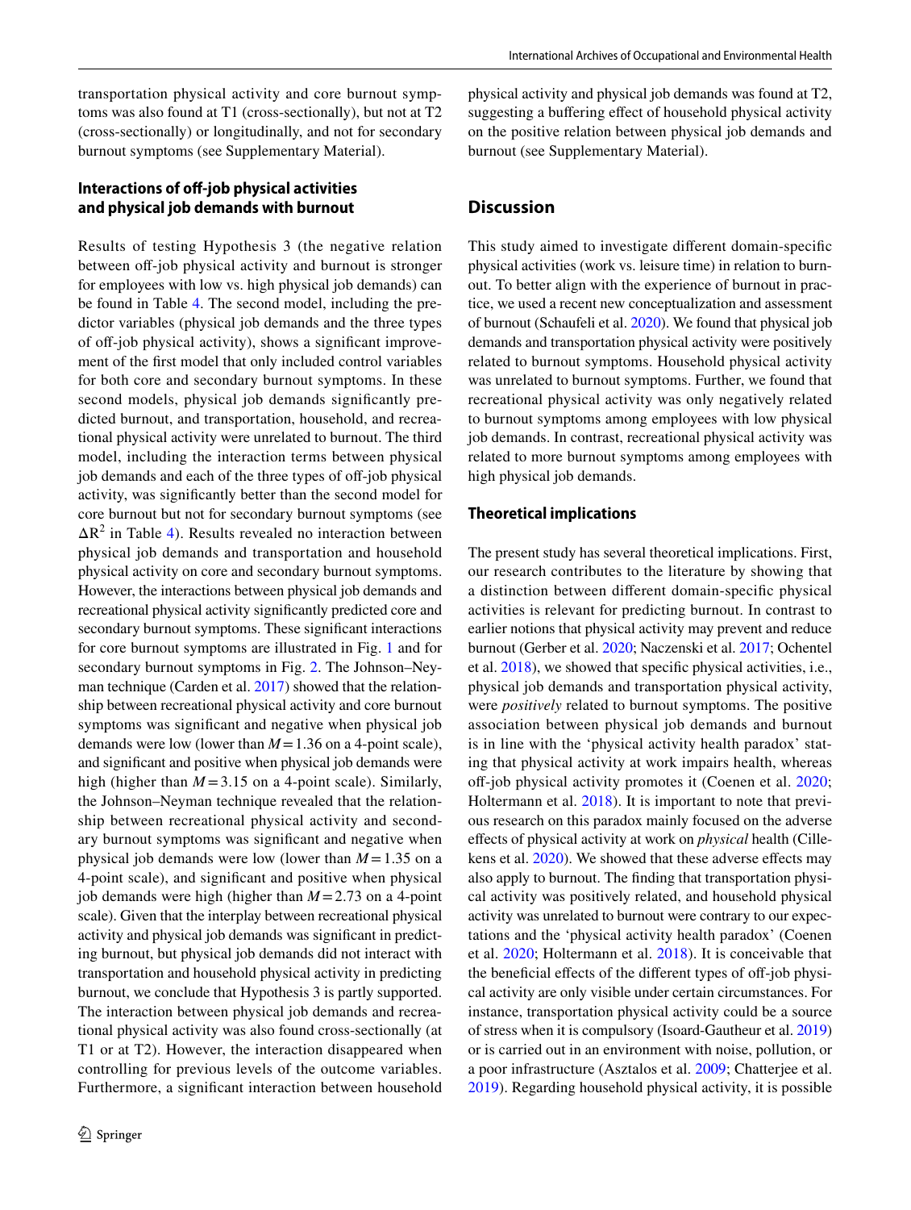transportation physical activity and core burnout symptoms was also found at T1 (cross-sectionally), but not at T2 (cross-sectionally) or longitudinally, and not for secondary burnout symptoms (see Supplementary Material).

### Interactions of off-job physical activities and physical job demands with burnout

Results of testing Hypothesis 3 (the negative relation between off-job physical activity and burnout is stronger for employees with low vs. high physical job demands) can be found in Table 4. The second model, including the predictor variables (physical job demands and the three types of off-job physical activity), shows a significant improvement of the first model that only included control variables for both core and secondary burnout symptoms. In these second models, physical job demands significantly predicted burnout, and transportation, household, and recreational physical activity were unrelated to burnout. The third model, including the interaction terms between physical job demands and each of the three types of off-job physical activity, was significantly better than the second model for core burnout but not for secondary burnout symptoms (see $\Delta R^2$ in Table 4). Results revealed no interaction between physical job demands and transportation and household physical activity on core and secondary burnout symptoms. However, the interactions between physical job demands and recreational physical activity significantly predicted core and secondary burnout symptoms. These significant interactions for core burnout symptoms are illustrated in Fig. 1 and for secondary burnout symptoms in Fig. 2. The Johnson–Neyman technique (Carden et al. 2017) showed that the relationship between recreational physical activity and core burnout symptoms was significant and negative when physical job demands were low (lower than $M = 1.36$ on a 4-point scale), and significant and positive when physical job demands were high (higher than $M = 3.15$ on a 4-point scale). Similarly, the Johnson–Neyman technique revealed that the relationship between recreational physical activity and secondary burnout symptoms was significant and negative when physical job demands were low (lower than $M = 1.35$ on a 4-point scale), and significant and positive when physical job demands were high (higher than $M = 2.73$ on a 4-point scale). Given that the interplay between recreational physical activity and physical job demands was significant in predicting burnout, but physical job demands did not interact with transportation and household physical activity in predicting burnout, we conclude that Hypothesis 3 is partly supported. The interaction between physical job demands and recreational physical activity was also found cross-sectionally (at T1 or at T2). However, the interaction disappeared when controlling for previous levels of the outcome variables. Furthermore, a significant interaction between household physical activity and physical job demands was found at T2, suggesting a buffering effect of household physical activity on the positive relation between physical job demands and burnout (see Supplementary Material).

## Discussion

This study aimed to investigate different domain-specific physical activities (work vs. leisure time) in relation to burnout. To better align with the experience of burnout in practice, we used a recent new conceptualization and assessment of burnout (Schaufeli et al. 2020). We found that physical job demands and transportation physical activity were positively related to burnout symptoms. Household physical activity was unrelated to burnout symptoms. Further, we found that recreational physical activity was only negatively related to burnout symptoms among employees with low physical job demands. In contrast, recreational physical activity was related to more burnout symptoms among employees with high physical job demands.

### Theoretical implications

The present study has several theoretical implications. First, our research contributes to the literature by showing that a distinction between different domain-specific physical activities is relevant for predicting burnout. In contrast to earlier notions that physical activity may prevent and reduce burnout (Gerber et al. 2020; Naczenski et al. 2017; Ochentel et al. 2018), we showed that specific physical activities, i.e., physical job demands and transportation physical activity, were *positively* related to burnout symptoms. The positive association between physical job demands and burnout is in line with the 'physical activity health paradox' stating that physical activity at work impairs health, whereas off-job physical activity promotes it (Coenen et al. 2020; Holtermann et al. 2018). It is important to note that previous research on this paradox mainly focused on the adverse effects of physical activity at work on *physical* health (Cillekens et al. 2020). We showed that these adverse effects may also apply to burnout. The finding that transportation physical activity was positively related, and household physical activity was unrelated to burnout were contrary to our expectations and the 'physical activity health paradox' (Coenen et al. 2020; Holtermann et al. 2018). It is conceivable that the beneficial effects of the different types of off-job physical activity are only visible under certain circumstances. For instance, transportation physical activity could be a source of stress when it is compulsory (Isoard-Gautheur et al. 2019) or is carried out in an environment with noise, pollution, or a poor infrastructure (Asztalos et al. 2009; Chatterjee et al. 2019). Regarding household physical activity, it is possible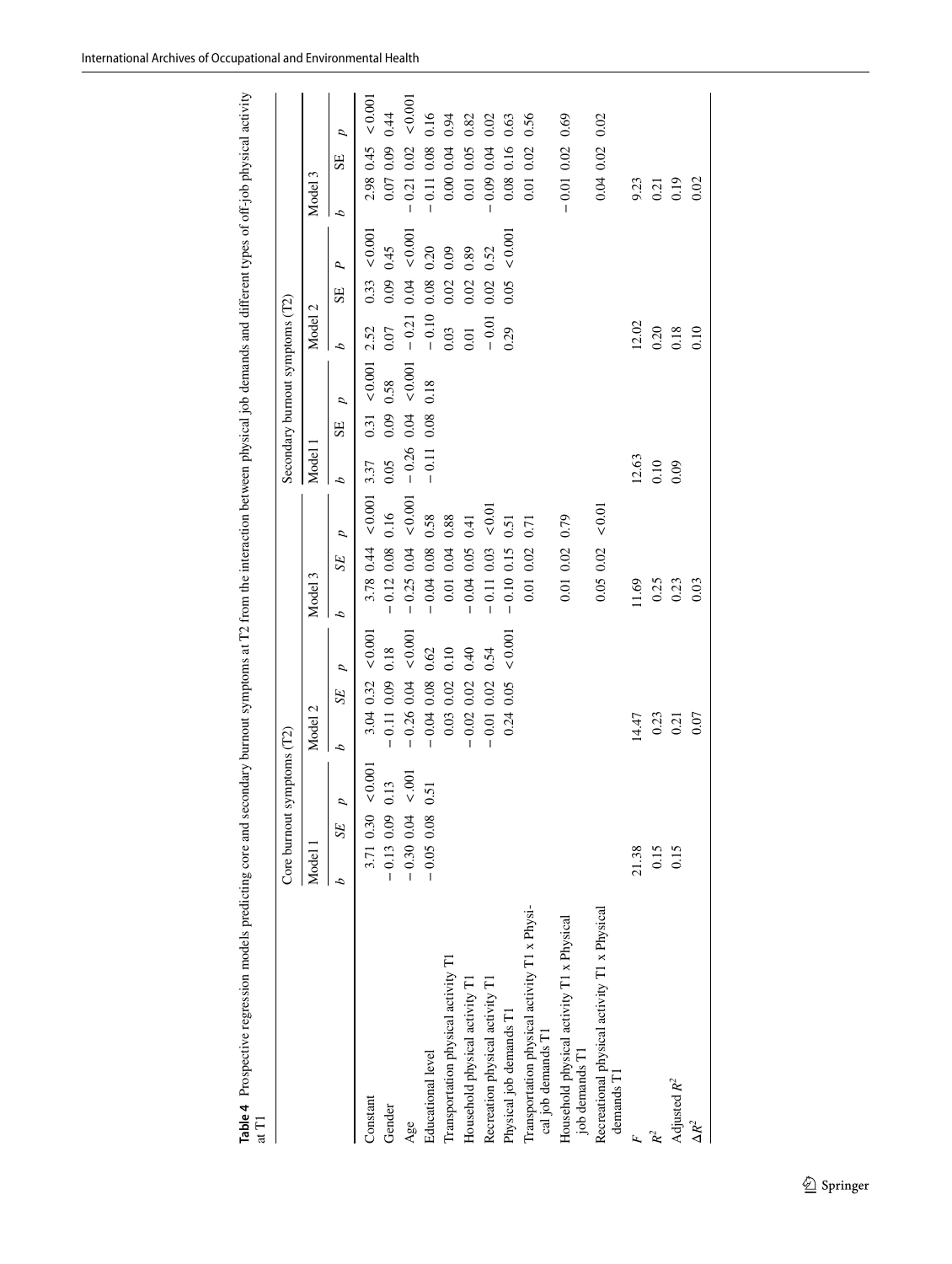**Table 4** Prospective regression models predicting core and secondary burnout symptoms at T2 from the interaction between physical job demands and different types of off-job physical activity at T1

| | Core burnout symptoms (T2) | | | | | | | | | Secondary burnout symptoms (T2) | | | | | | | | |
|---|---|---|---|---|---|---|---|---|---|---|---|---|---|---|---|---|---|---|
| | Model 1 | | | Model 2 | | | Model 3 | | | Model 1 | | | Model 2 | | | Model 3 | | |
| | *b* | *SE* | *p* | *b* | *SE* | *p* | *b* | *SE* | *p* | *b* | SE | *p* | *b* | SE | *P* | *b* | SE | *p* |
| Constant | 3.71 | 0.30 | < 0.001 | 3.04 | 0.32 | < 0.001 | 3.78 | 0.44 | < 0.001 | 3.37 | 0.31 | < 0.001 | 2.52 | 0.33 | < 0.001 | 2.98 | 0.45 | < 0.001 |
| Gender | − 0.13 | 0.09 | 0.13 | − 0.11 | 0.09 | 0.18 | − 0.12 | 0.08 | 0.16 | 0.05 | 0.09 | 0.58 | 0.07 | 0.09 | 0.45 | 0.07 | 0.09 | 0.44 |
| Age | − 0.30 | 0.04 | < .001 | − 0.26 | 0.04 | < 0.001 | − 0.25 | 0.04 | < 0.001 | − 0.26 | 0.04 | < 0.001 | − 0.21 | 0.04 | < 0.001 | − 0.21 | 0.02 | < 0.001 |
| Educational level | − 0.05 | 0.08 | 0.51 | − 0.04 | 0.08 | 0.62 | − 0.04 | 0.08 | 0.58 | − 0.11 | 0.08 | 0.18 | − 0.10 | 0.08 | 0.20 | − 0.11 | 0.08 | 0.16 |
| Transportation physical activity T1 | | | | 0.03 | 0.02 | 0.10 | 0.01 | 0.04 | 0.88 | | | | 0.03 | 0.02 | 0.09 | 0.00 | 0.04 | 0.94 |
| Household physical activity T1 | | | | − 0.02 | 0.02 | 0.40 | − 0.04 | 0.05 | 0.41 | | | | 0.01 | 0.02 | 0.89 | 0.01 | 0.05 | 0.82 |
| Recreation physical activity T1 | | | | − 0.01 | 0.02 | 0.54 | − 0.11 | 0.03 | < 0.01 | | | | − 0.01 | 0.02 | 0.52 | − 0.09 | 0.04 | 0.02 |
| Physical job demands T1 | | | | 0.24 | 0.05 | < 0.001 | − 0.10 | 0.15 | 0.51 | | | | 0.29 | 0.05 | < 0.001 | 0.08 | 0.16 | 0.63 |
| Transportation physical activity T1 x Physical job demands T1 | | | | | | | 0.01 | 0.02 | 0.71 | | | | | | | 0.01 | 0.02 | 0.56 |
| Household physical activity T1 x Physical job demands T1 | | | | | | | 0.01 | 0.02 | 0.79 | | | | | | | − 0.01 | 0.02 | 0.69 |
| Recreational physical activity T1 x Physical demands T1 | | | | | | | 0.05 | 0.02 | < 0.01 | | | | | | | 0.04 | 0.02 | 0.02 |
| $F$ | 21.38 | | | 14.47 | | | 11.69 | | | 12.63 | | | 12.02 | | | 9.23 | | |
| $R^2$ | 0.15 | | | 0.23 | | | 0.25 | | | 0.10 | | | 0.20 | | | 0.21 | | |
| Adjusted $R^2$ | 0.15 | | | 0.21 | | | 0.23 | | | 0.09 | | | 0.18 | | | 0.19 | | |
| $\Delta R^2$ | | | | 0.07 | | | 0.03 | | | | | | 0.10 | | | 0.02 | | |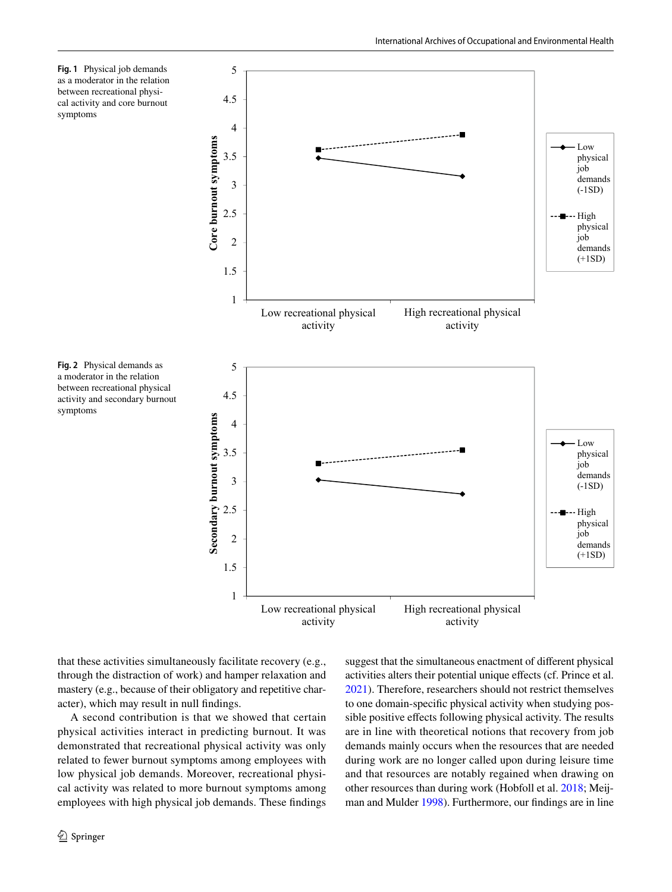**Fig. 1** Physical job demands as a moderator in the relation between recreational physical activity and core burnout symptoms

**Fig. 2** Physical demands as a moderator in the relation between recreational physical activity and secondary burnout symptoms

that these activities simultaneously facilitate recovery (e.g., through the distraction of work) and hamper relaxation and mastery (e.g., because of their obligatory and repetitive character), which may result in null findings.

A second contribution is that we showed that certain physical activities interact in predicting burnout. It was demonstrated that recreational physical activity was only related to fewer burnout symptoms among employees with low physical job demands. Moreover, recreational physical activity was related to more burnout symptoms among employees with high physical job demands. These findings suggest that the simultaneous enactment of different physical activities alters their potential unique effects (cf. Prince et al. 2021). Therefore, researchers should not restrict themselves to one domain-specific physical activity when studying possible positive effects following physical activity. The results are in line with theoretical notions that recovery from job demands mainly occurs when the resources that are needed during work are no longer called upon during leisure time and that resources are notably regained when drawing on other resources than during work (Hobfoll et al. 2018; Meijman and Mulder 1998). Furthermore, our findings are in line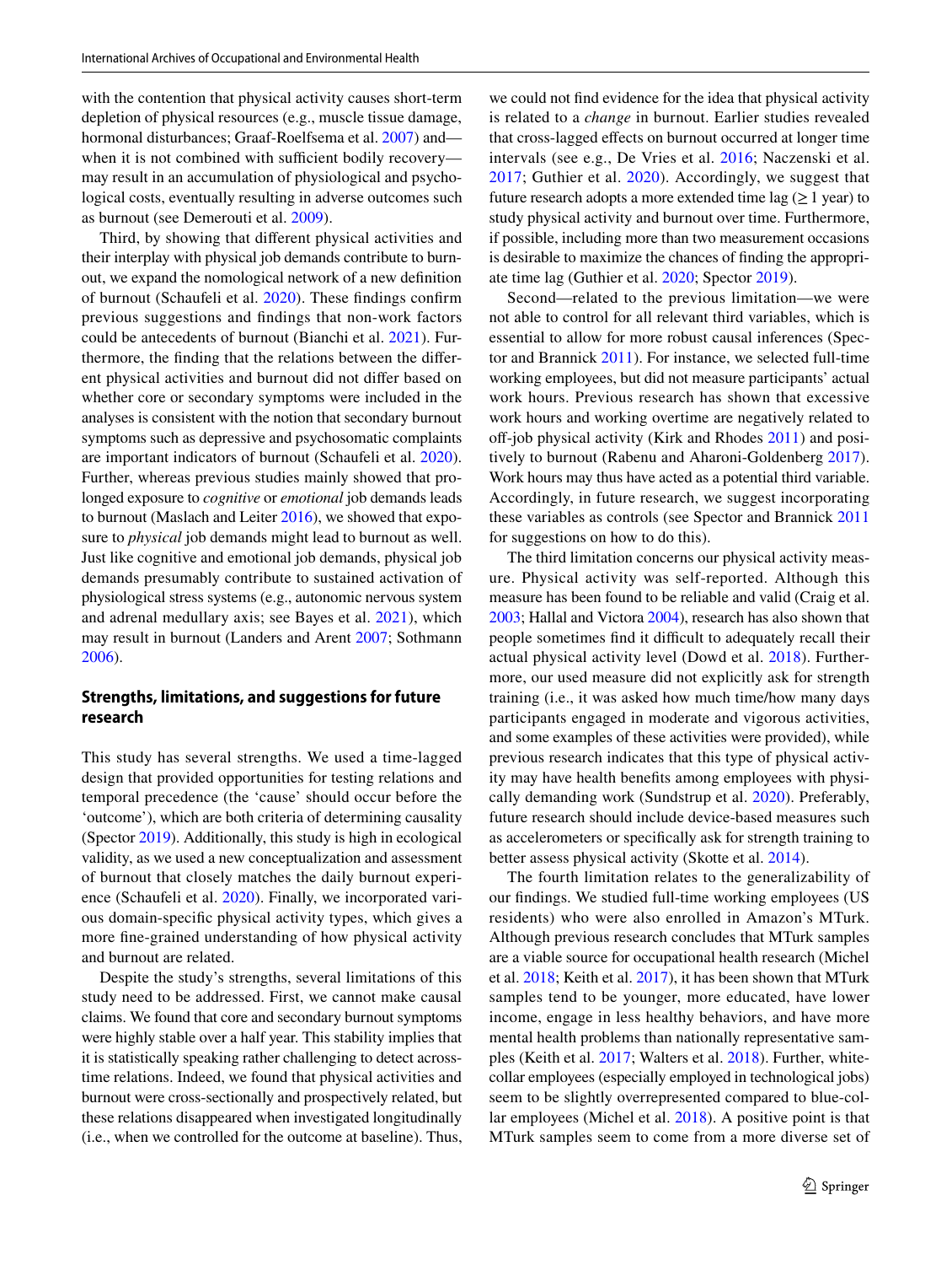with the contention that physical activity causes short-term depletion of physical resources (e.g., muscle tissue damage, hormonal disturbances; Graaf-Roelfsema et al. 2007) and—when it is not combined with sufficient bodily recovery—may result in an accumulation of physiological and psychological costs, eventually resulting in adverse outcomes such as burnout (see Demerouti et al. 2009).

Third, by showing that different physical activities and their interplay with physical job demands contribute to burnout, we expand the nomological network of a new definition of burnout (Schaufeli et al. 2020). These findings confirm previous suggestions and findings that non-work factors could be antecedents of burnout (Bianchi et al. 2021). Furthermore, the finding that the relations between the different physical activities and burnout did not differ based on whether core or secondary symptoms were included in the analyses is consistent with the notion that secondary burnout symptoms such as depressive and psychosomatic complaints are important indicators of burnout (Schaufeli et al. 2020). Further, whereas previous studies mainly showed that prolonged exposure to *cognitive* or *emotional* job demands leads to burnout (Maslach and Leiter 2016), we showed that exposure to *physical* job demands might lead to burnout as well. Just like cognitive and emotional job demands, physical job demands presumably contribute to sustained activation of physiological stress systems (e.g., autonomic nervous system and adrenal medullary axis; see Bayes et al. 2021), which may result in burnout (Landers and Arent 2007; Sothmann 2006).

### Strengths, limitations, and suggestions for future research

This study has several strengths. We used a time-lagged design that provided opportunities for testing relations and temporal precedence (the 'cause' should occur before the 'outcome'), which are both criteria of determining causality (Spector 2019). Additionally, this study is high in ecological validity, as we used a new conceptualization and assessment of burnout that closely matches the daily burnout experience (Schaufeli et al. 2020). Finally, we incorporated various domain-specific physical activity types, which gives a more fine-grained understanding of how physical activity and burnout are related.

Despite the study's strengths, several limitations of this study need to be addressed. First, we cannot make causal claims. We found that core and secondary burnout symptoms were highly stable over a half year. This stability implies that it is statistically speaking rather challenging to detect across-time relations. Indeed, we found that physical activities and burnout were cross-sectionally and prospectively related, but these relations disappeared when investigated longitudinally (i.e., when we controlled for the outcome at baseline). Thus, we could not find evidence for the idea that physical activity is related to a *change* in burnout. Earlier studies revealed that cross-lagged effects on burnout occurred at longer time intervals (see e.g., De Vries et al. 2016; Naczenski et al. 2017; Guthier et al. 2020). Accordingly, we suggest that future research adopts a more extended time lag ($\geq$ 1 year) to study physical activity and burnout over time. Furthermore, if possible, including more than two measurement occasions is desirable to maximize the chances of finding the appropriate time lag (Guthier et al. 2020; Spector 2019).

Second—related to the previous limitation—we were not able to control for all relevant third variables, which is essential to allow for more robust causal inferences (Spector and Brannick 2011). For instance, we selected full-time working employees, but did not measure participants' actual work hours. Previous research has shown that excessive work hours and working overtime are negatively related to off-job physical activity (Kirk and Rhodes 2011) and positively to burnout (Rabenu and Aharoni-Goldenberg 2017). Work hours may thus have acted as a potential third variable. Accordingly, in future research, we suggest incorporating these variables as controls (see Spector and Brannick 2011 for suggestions on how to do this).

The third limitation concerns our physical activity measure. Physical activity was self-reported. Although this measure has been found to be reliable and valid (Craig et al. 2003; Hallal and Victora 2004), research has also shown that people sometimes find it difficult to adequately recall their actual physical activity level (Dowd et al. 2018). Furthermore, our used measure did not explicitly ask for strength training (i.e., it was asked how much time/how many days participants engaged in moderate and vigorous activities, and some examples of these activities were provided), while previous research indicates that this type of physical activity may have health benefits among employees with physically demanding work (Sundstrup et al. 2020). Preferably, future research should include device-based measures such as accelerometers or specifically ask for strength training to better assess physical activity (Skotte et al. 2014).

The fourth limitation relates to the generalizability of our findings. We studied full-time working employees (US residents) who were also enrolled in Amazon's MTurk. Although previous research concludes that MTurk samples are a viable source for occupational health research (Michel et al. 2018; Keith et al. 2017), it has been shown that MTurk samples tend to be younger, more educated, have lower income, engage in less healthy behaviors, and have more mental health problems than nationally representative samples (Keith et al. 2017; Walters et al. 2018). Further, white-collar employees (especially employed in technological jobs) seem to be slightly overrepresented compared to blue-collar employees (Michel et al. 2018). A positive point is that MTurk samples seem to come from a more diverse set of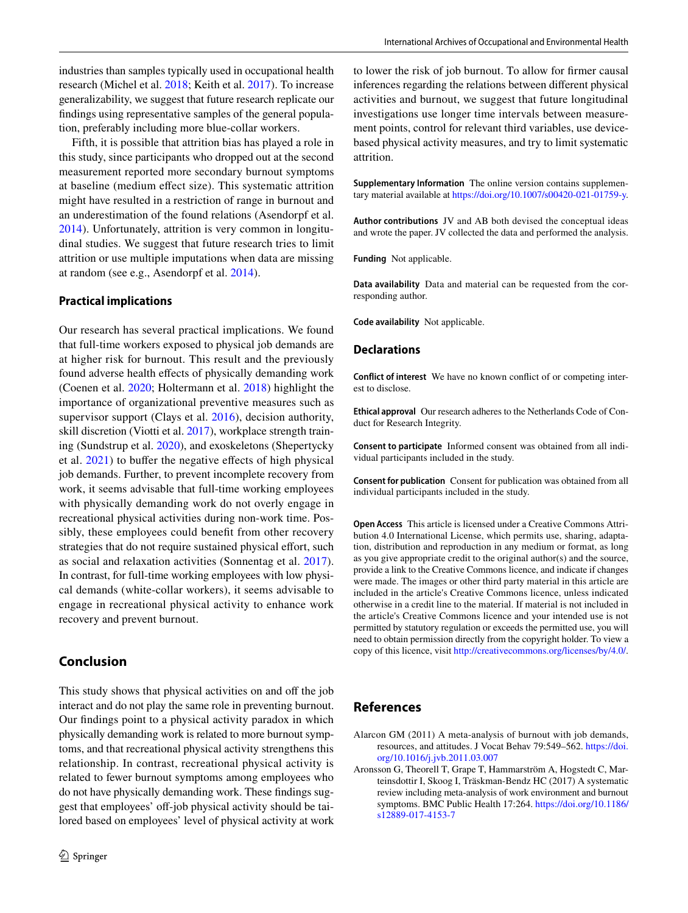industries than samples typically used in occupational health research (Michel et al. 2018; Keith et al. 2017). To increase generalizability, we suggest that future research replicate our findings using representative samples of the general population, preferably including more blue-collar workers.

Fifth, it is possible that attrition bias has played a role in this study, since participants who dropped out at the second measurement reported more secondary burnout symptoms at baseline (medium effect size). This systematic attrition might have resulted in a restriction of range in burnout and an underestimation of the found relations (Asendorpf et al. 2014). Unfortunately, attrition is very common in longitudinal studies. We suggest that future research tries to limit attrition or use multiple imputations when data are missing at random (see e.g., Asendorpf et al. 2014).

### Practical implications

Our research has several practical implications. We found that full-time workers exposed to physical job demands are at higher risk for burnout. This result and the previously found adverse health effects of physically demanding work (Coenen et al. 2020; Holtermann et al. 2018) highlight the importance of organizational preventive measures such as supervisor support (Clays et al. 2016), decision authority, skill discretion (Viotti et al. 2017), workplace strength training (Sundstrup et al. 2020), and exoskeletons (Shepertycky et al. 2021) to buffer the negative effects of high physical job demands. Further, to prevent incomplete recovery from work, it seems advisable that full-time working employees with physically demanding work do not overly engage in recreational physical activities during non-work time. Possibly, these employees could benefit from other recovery strategies that do not require sustained physical effort, such as social and relaxation activities (Sonnentag et al. 2017). In contrast, for full-time working employees with low physical demands (white-collar workers), it seems advisable to engage in recreational physical activity to enhance work recovery and prevent burnout.

## Conclusion

This study shows that physical activities on and off the job interact and do not play the same role in preventing burnout. Our findings point to a physical activity paradox in which physically demanding work is related to more burnout symptoms, and that recreational physical activity strengthens this relationship. In contrast, recreational physical activity is related to fewer burnout symptoms among employees who do not have physically demanding work. These findings suggest that employees' off-job physical activity should be tailored based on employees' level of physical activity at work to lower the risk of job burnout. To allow for firmer causal inferences regarding the relations between different physical activities and burnout, we suggest that future longitudinal investigations use longer time intervals between measurement points, control for relevant third variables, use device-based physical activity measures, and try to limit systematic attrition.

**Supplementary Information** The online version contains supplementary material available at https://doi.org/10.1007/s00420-021-01759-y.

**Author contributions** JV and AB both devised the conceptual ideas and wrote the paper. JV collected the data and performed the analysis.

**Funding** Not applicable.

**Data availability** Data and material can be requested from the corresponding author.

**Code availability** Not applicable.

## Declarations

**Conflict of interest** We have no known conflict of or competing interest to disclose.

**Ethical approval** Our research adheres to the Netherlands Code of Conduct for Research Integrity.

**Consent to participate** Informed consent was obtained from all individual participants included in the study.

**Consent for publication** Consent for publication was obtained from all individual participants included in the study.

**Open Access** This article is licensed under a Creative Commons Attribution 4.0 International License, which permits use, sharing, adaptation, distribution and reproduction in any medium or format, as long as you give appropriate credit to the original author(s) and the source, provide a link to the Creative Commons licence, and indicate if changes were made. The images or other third party material in this article are included in the article's Creative Commons licence, unless indicated otherwise in a credit line to the material. If material is not included in the article's Creative Commons licence and your intended use is not permitted by statutory regulation or exceeds the permitted use, you will need to obtain permission directly from the copyright holder. To view a copy of this licence, visit http://creativecommons.org/licenses/by/4.0/.

## References

Alarcon GM (2011) A meta-analysis of burnout with job demands, resources, and attitudes. J Vocat Behav 79:549–562. https://doi.org/10.1016/j.jvb.2011.03.007

Aronsson G, Theorell T, Grape T, Hammarström A, Hogstedt C, Marteinsdottir I, Skoog I, Träskman-Bendz HC (2017) A systematic review including meta-analysis of work environment and burnout symptoms. BMC Public Health 17:264. https://doi.org/10.1186/s12889-017-4153-7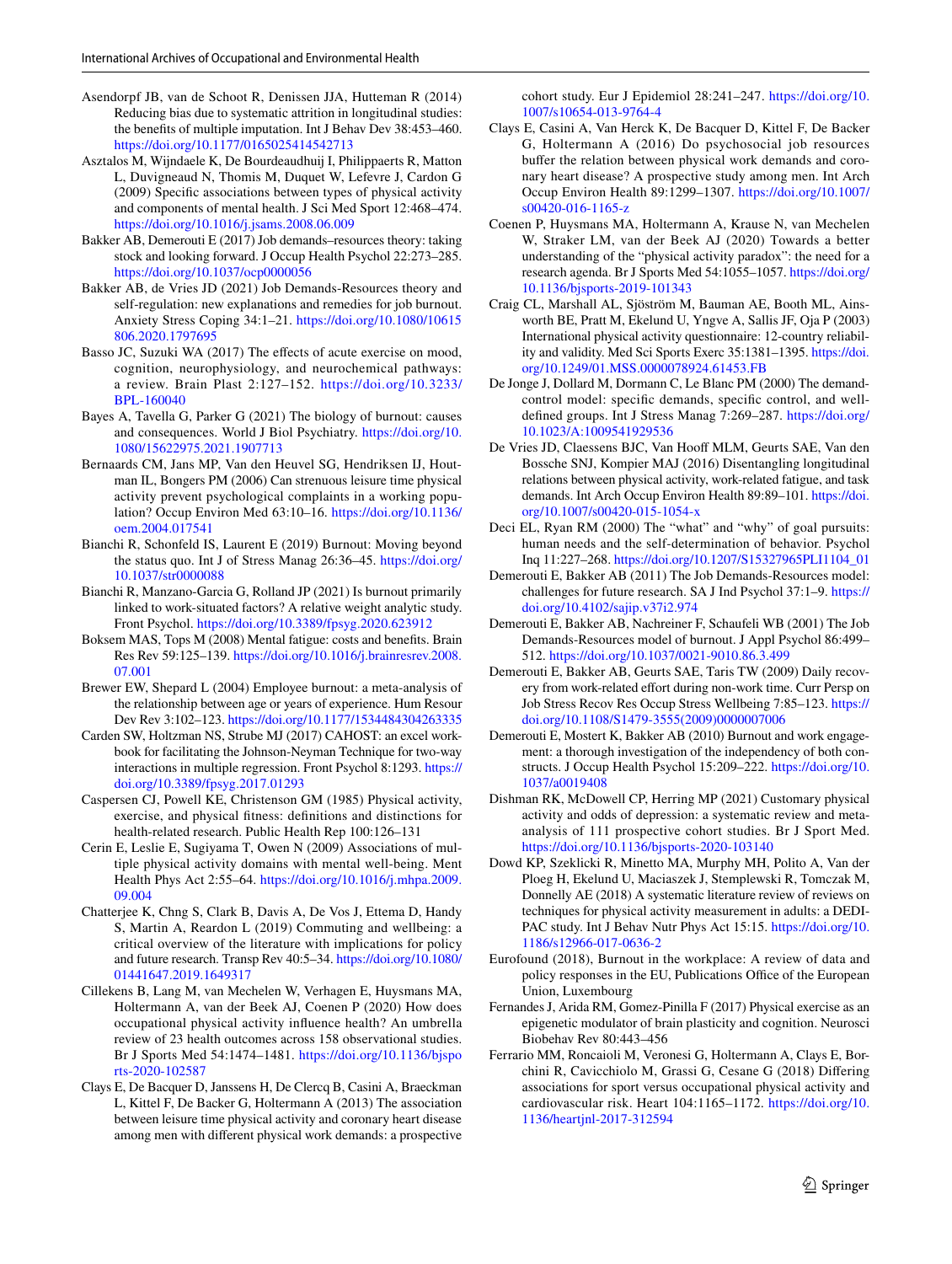Asendorpf JB, van de Schoot R, Denissen JJA, Hutteman R (2014) Reducing bias due to systematic attrition in longitudinal studies: the benefits of multiple imputation. Int J Behav Dev 38:453–460. https://doi.org/10.1177/0165025414542713

Asztalos M, Wijndaele K, De Bourdeaudhuij I, Philippaerts R, Matton L, Duvigneaud N, Thomis M, Duquet W, Lefevre J, Cardon G (2009) Specific associations between types of physical activity and components of mental health. J Sci Med Sport 12:468–474. https://doi.org/10.1016/j.jsams.2008.06.009

Bakker AB, Demerouti E (2017) Job demands–resources theory: taking stock and looking forward. J Occup Health Psychol 22:273–285. https://doi.org/10.1037/ocp0000056

Bakker AB, de Vries JD (2021) Job Demands-Resources theory and self-regulation: new explanations and remedies for job burnout. Anxiety Stress Coping 34:1–21. https://doi.org/10.1080/10615806.2020.1797695

Basso JC, Suzuki WA (2017) The effects of acute exercise on mood, cognition, neurophysiology, and neurochemical pathways: a review. Brain Plast 2:127–152. https://doi.org/10.3233/BPL-160040

Bayes A, Tavella G, Parker G (2021) The biology of burnout: causes and consequences. World J Biol Psychiatry. https://doi.org/10.1080/15622975.2021.1907713

Bernaards CM, Jans MP, Van den Heuvel SG, Hendriksen IJ, Houtman IL, Bongers PM (2006) Can strenuous leisure time physical activity prevent psychological complaints in a working population? Occup Environ Med 63:10–16. https://doi.org/10.1136/oem.2004.017541

Bianchi R, Schonfeld IS, Laurent E (2019) Burnout: Moving beyond the status quo. Int J of Stress Manag 26:36–45. https://doi.org/10.1037/str0000088

Bianchi R, Manzano-Garcia G, Rolland JP (2021) Is burnout primarily linked to work-situated factors? A relative weight analytic study. Front Psychol. https://doi.org/10.3389/fpsyg.2020.623912

Boksem MAS, Tops M (2008) Mental fatigue: costs and benefits. Brain Res Rev 59:125–139. https://doi.org/10.1016/j.brainresrev.2008.07.001

Brewer EW, Shepard L (2004) Employee burnout: a meta-analysis of the relationship between age or years of experience. Hum Resour Dev Rev 3:102–123. https://doi.org/10.1177/1534484304263335

Carden SW, Holtzman NS, Strube MJ (2017) CAHOST: an excel workbook for facilitating the Johnson-Neyman Technique for two-way interactions in multiple regression. Front Psychol 8:1293. https://doi.org/10.3389/fpsyg.2017.01293

Caspersen CJ, Powell KE, Christenson GM (1985) Physical activity, exercise, and physical fitness: definitions and distinctions for health-related research. Public Health Rep 100:126–131

Cerin E, Leslie E, Sugiyama T, Owen N (2009) Associations of multiple physical activity domains with mental well-being. Ment Health Phys Act 2:55–64. https://doi.org/10.1016/j.mhpa.2009.09.004

Chatterjee K, Chng S, Clark B, Davis A, De Vos J, Ettema D, Handy S, Martin A, Reardon L (2019) Commuting and wellbeing: a critical overview of the literature with implications for policy and future research. Transp Rev 40:5–34. https://doi.org/10.1080/01441647.2019.1649317

Cillekens B, Lang M, van Mechelen W, Verhagen E, Huysmans MA, Holtermann A, van der Beek AJ, Coenen P (2020) How does occupational physical activity influence health? An umbrella review of 23 health outcomes across 158 observational studies. Br J Sports Med 54:1474–1481. https://doi.org/10.1136/bjsports-2020-102587

Clays E, De Bacquer D, Janssens H, De Clercq B, Casini A, Braeckman L, Kittel F, De Backer G, Holtermann A (2013) The association between leisure time physical activity and coronary heart disease among men with different physical work demands: a prospective cohort study. Eur J Epidemiol 28:241–247. https://doi.org/10.1007/s10654-013-9764-4

Clays E, Casini A, Van Herck K, De Bacquer D, Kittel F, De Backer G, Holtermann A (2016) Do psychosocial job resources buffer the relation between physical work demands and coronary heart disease? A prospective study among men. Int Arch Occup Environ Health 89:1299–1307. https://doi.org/10.1007/s00420-016-1165-z

Coenen P, Huysmans MA, Holtermann A, Krause N, van Mechelen W, Straker LM, van der Beek AJ (2020) Towards a better understanding of the "physical activity paradox": the need for a research agenda. Br J Sports Med 54:1055–1057. https://doi.org/10.1136/bjsports-2019-101343

Craig CL, Marshall AL, Sjöström M, Bauman AE, Booth ML, Ainsworth BE, Pratt M, Ekelund U, Yngve A, Sallis JF, Oja P (2003) International physical activity questionnaire: 12-country reliability and validity. Med Sci Sports Exerc 35:1381–1395. https://doi.org/10.1249/01.MSS.0000078924.61453.FB

De Jonge J, Dollard M, Dormann C, Le Blanc PM (2000) The demand-control model: specific demands, specific control, and well-defined groups. Int J Stress Manag 7:269–287. https://doi.org/10.1023/A:1009541929536

De Vries JD, Claessens BJC, Van Hooff MLM, Geurts SAE, Van den Bossche SNJ, Kompier MAJ (2016) Disentangling longitudinal relations between physical activity, work-related fatigue, and task demands. Int Arch Occup Environ Health 89:89–101. https://doi.org/10.1007/s00420-015-1054-x

Deci EL, Ryan RM (2000) The "what" and "why" of goal pursuits: human needs and the self-determination of behavior. Psychol Inq 11:227–268. https://doi.org/10.1207/S15327965PLI1104_01

Demerouti E, Bakker AB (2011) The Job Demands-Resources model: challenges for future research. SA J Ind Psychol 37:1–9. https://doi.org/10.4102/sajip.v37i2.974

Demerouti E, Bakker AB, Nachreiner F, Schaufeli WB (2001) The Job Demands-Resources model of burnout. J Appl Psychol 86:499–512. https://doi.org/10.1037/0021-9010.86.3.499

Demerouti E, Bakker AB, Geurts SAE, Taris TW (2009) Daily recovery from work-related effort during non-work time. Curr Persp on Job Stress Recov Res Occup Stress Wellbeing 7:85–123. https://doi.org/10.1108/S1479-3555(2009)0000007006

Demerouti E, Mostert K, Bakker AB (2010) Burnout and work engagement: a thorough investigation of the independency of both constructs. J Occup Health Psychol 15:209–222. https://doi.org/10.1037/a0019408

Dishman RK, McDowell CP, Herring MP (2021) Customary physical activity and odds of depression: a systematic review and meta-analysis of 111 prospective cohort studies. Br J Sport Med. https://doi.org/10.1136/bjsports-2020-103140

Dowd KP, Szeklicki R, Minetto MA, Murphy MH, Polito A, Van der Ploeg H, Ekelund U, Maciaszek J, Stemplewski R, Tomczak M, Donnelly AE (2018) A systematic literature review of reviews on techniques for physical activity measurement in adults: a DEDIPAC study. Int J Behav Nutr Phys Act 15:15. https://doi.org/10.1186/s12966-017-0636-2

Eurofound (2018), Burnout in the workplace: A review of data and policy responses in the EU, Publications Office of the European Union, Luxembourg

Fernandes J, Arida RM, Gomez-Pinilla F (2017) Physical exercise as an epigenetic modulator of brain plasticity and cognition. Neurosci Biobehav Rev 80:443–456

Ferrario MM, Roncaioli M, Veronesi G, Holtermann A, Clays E, Borchini R, Cavicchiolo M, Grassi G, Cesane G (2018) Differing associations for sport versus occupational physical activity and cardiovascular risk. Heart 104:1165–1172. https://doi.org/10.1136/heartjnl-2017-312594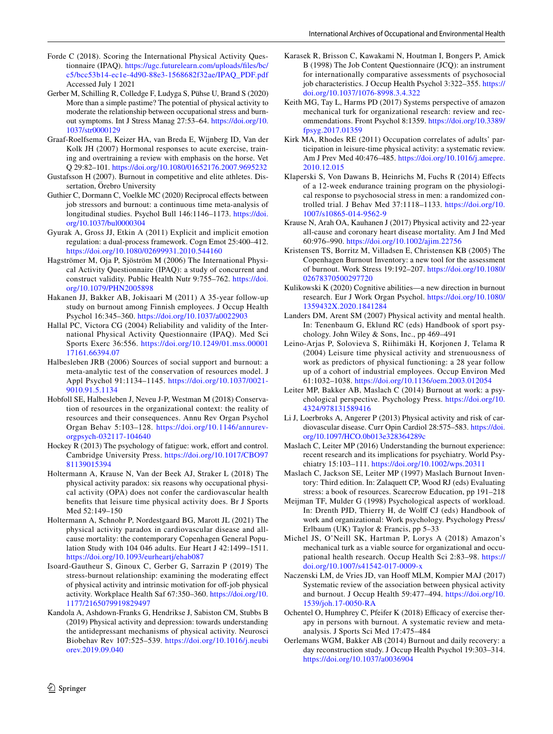Forde C (2018). Scoring the International Physical Activity Questionnaire (IPAQ). https://ugc.futurelearn.com/uploads/files/bc/c5/bcc53b14-ec1e-4d90-88e3-1568682f32ae/IPAQ_PDF.pdf Accessed July 1 2021

Gerber M, Schilling R, Colledge F, Ludyga S, Pühse U, Brand S (2020) More than a simple pastime? The potential of physical activity to moderate the relationship between occupational stress and burnout symptoms. Int J Stress Manag 27:53–64. https://doi.org/10.1037/str0000129

Graaf-Roelfsema E, Keizer HA, van Breda E, Wijnberg ID, Van der Kolk JH (2007) Hormonal responses to acute exercise, training and overtraining a review with emphasis on the horse. Vet Q 29:82–101. https://doi.org/10.1080/01652176.2007.9695232

Gustafsson H (2007). Burnout in competitive and elite athletes. Dissertation, Örebro University

Guthier C, Dormann C, Voelkle MC (2020) Reciprocal effects between job stressors and burnout: a continuous time meta-analysis of longitudinal studies. Psychol Bull 146:1146–1173. https://doi.org/10.1037/bul0000304

Gyurak A, Gross JJ, Etkin A (2011) Explicit and implicit emotion regulation: a dual-process framework. Cogn Emot 25:400–412. https://doi.org/10.1080/02699931.2010.544160

Hagströmer M, Oja P, Sjöström M (2006) The International Physical Activity Questionnaire (IPAQ): a study of concurrent and construct validity. Public Health Nutr 9:755–762. https://doi.org/10.1079/PHN2005898

Hakanen JJ, Bakker AB, Jokisaari M (2011) A 35-year follow-up study on burnout among Finnish employees. J Occup Health Psychol 16:345–360. https://doi.org/10.1037/a0022903

Hallal PC, Victora CG (2004) Reliability and validity of the International Physical Activity Questionnaire (IPAQ). Med Sci Sports Exerc 36:556. https://doi.org/10.1249/01.mss.0000117161.66394.07

Halbesleben JRB (2006) Sources of social support and burnout: a meta-analytic test of the conservation of resources model. J Appl Psychol 91:1134–1145. https://doi.org/10.1037/0021-9010.91.5.1134

Hobfoll SE, Halbesleben J, Neveu J-P, Westman M (2018) Conservation of resources in the organizational context: the reality of resources and their consequences. Annu Rev Organ Psychol Organ Behav 5:103–128. https://doi.org/10.1146/annurev-orgpsych-032117-104640

Hockey R (2013) The psychology of fatigue: work, effort and control. Cambridge University Press. https://doi.org/10.1017/CBO9781139015394

Holtermann A, Krause N, Van der Beek AJ, Straker L (2018) The physical activity paradox: six reasons why occupational physical activity (OPA) does not confer the cardiovascular health benefits that leisure time physical activity does. Br J Sports Med 52:149–150

Holtermann A, Schnohr P, Nordestgaard BG, Marott JL (2021) The physical activity paradox in cardiovascular disease and all-cause mortality: the contemporary Copenhagen General Population Study with 104 046 adults. Eur Heart J 42:1499–1511. https://doi.org/10.1093/eurheartj/ehab087

Isoard-Gautheur S, Ginoux C, Gerber G, Sarrazin P (2019) The stress-burnout relationship: examining the moderating effect of physical activity and intrinsic motivation for off-job physical activity. Workplace Health Saf 67:350–360. https://doi.org/10.1177/2165079919829497

Kandola A, Ashdown-Franks G, Hendrikse J, Sabiston CM, Stubbs B (2019) Physical activity and depression: towards understanding the antidepressant mechanisms of physical activity. Neurosci Biobehav Rev 107:525–539. https://doi.org/10.1016/j.neubiorev.2019.09.040

Karasek R, Brisson C, Kawakami N, Houtman I, Bongers P, Amick B (1998) The Job Content Questionnaire (JCQ): an instrument for internationally comparative assessments of psychosocial job characteristics. J Occup Health Psychol 3:322–355. https://doi.org/10.1037/1076-8998.3.4.322

Keith MG, Tay L, Harms PD (2017) Systems perspective of amazon mechanical turk for organizational research: review and recommendations. Front Psychol 8:1359. https://doi.org/10.3389/fpsyg.2017.01359

Kirk MA, Rhodes RE (2011) Occupation correlates of adults' participation in leisure-time physical activity: a systematic review. Am J Prev Med 40:476–485. https://doi.org/10.1016/j.amepre.2010.12.015

Klaperski S, Von Dawans B, Heinrichs M, Fuchs R (2014) Effects of a 12-week endurance training program on the physiological response to psychosocial stress in men: a randomized controlled trial. J Behav Med 37:1118–1133. https://doi.org/10.1007/s10865-014-9562-9

Krause N, Arah OA, Kauhanen J (2017) Physical activity and 22-year all-cause and coronary heart disease mortality. Am J Ind Med 60:976–990. https://doi.org/10.1002/ajim.22756

Kristensen TS, Borritz M, Villadsen E, Christensen KB (2005) The Copenhagen Burnout Inventory: a new tool for the assessment of burnout. Work Stress 19:192–207. https://doi.org/10.1080/02678370500297720

Kulikowski K (2020) Cognitive abilities—a new direction in burnout research. Eur J Work Organ Psychol. https://doi.org/10.1080/1359432X.2020.1841284

Landers DM, Arent SM (2007) Physical activity and mental health. In: Tenenbaum G, Eklund RC (eds) Handbook of sport psychology. John Wiley & Sons, Inc., pp 469–491

Leino-Arjas P, Solovieva S, Riihimäki H, Kirjonen J, Telama R (2004) Leisure time physical activity and strenuousness of work as predictors of physical functioning: a 28 year follow up of a cohort of industrial employees. Occup Environ Med 61:1032–1038. https://doi.org/10.1136/oem.2003.012054

Leiter MP, Bakker AB, Maslach C (2014) Burnout at work: a psychological perspective. Psychology Press. https://doi.org/10.4324/9781315894416

Li J, Loerbroks A, Angerer P (2013) Physical activity and risk of cardiovascular disease. Curr Opin Cardiol 28:575–583. https://doi.org/10.1097/HCO.0b013e328364289c

Maslach C, Leiter MP (2016) Understanding the burnout experience: recent research and its implications for psychiatry. World Psychiatry 15:103–111. https://doi.org/10.1002/wps.20311

Maslach C, Jackson SE, Leiter MP (1997) Maslach Burnout Inventory: Third edition. In: Zalaquett CP, Wood RJ (eds) Evaluating stress: a book of resources. Scarecrow Education, pp 191–218

Meijman TF, Mulder G (1998) Psychological aspects of workload. In: Drenth PJD, Thierry H, de Wolff CJ (eds) Handbook of work and organizational: Work psychology. Psychology Press/Erlbaum (UK) Taylor & Francis, pp 5–33

Michel JS, O'Neill SK, Hartman P, Lorys A (2018) Amazon's mechanical turk as a viable source for organizational and occupational health research. Occup Health Sci 2:83–98. https://doi.org/10.1007/s41542-017-0009-x

Naczenski LM, de Vries JD, van Hooff MLM, Kompier MAJ (2017) Systematic review of the association between physical activity and burnout. J Occup Health 59:477–494. https://doi.org/10.1539/joh.17-0050-RA

Ochentel O, Humphrey C, Pfeifer K (2018) Efficacy of exercise therapy in persons with burnout. A systematic review and meta-analysis. J Sports Sci Med 17:475–484

Oerlemans WGM, Bakker AB (2014) Burnout and daily recovery: a day reconstruction study. J Occup Health Psychol 19:303–314. https://doi.org/10.1037/a0036904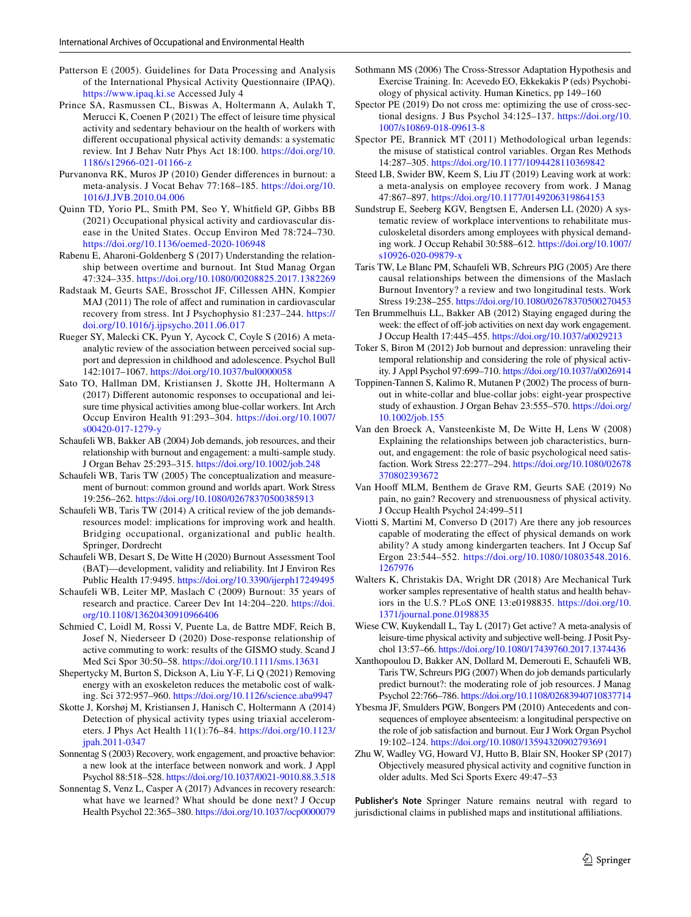Patterson E (2005). Guidelines for Data Processing and Analysis of the International Physical Activity Questionnaire (IPAQ). https://www.ipaq.ki.se Accessed July 4

Prince SA, Rasmussen CL, Biswas A, Holtermann A, Aulakh T, Merucci K, Coenen P (2021) The effect of leisure time physical activity and sedentary behaviour on the health of workers with different occupational physical activity demands: a systematic review. Int J Behav Nutr Phys Act 18:100. https://doi.org/10.1186/s12966-021-01166-z

Purvanonva RK, Muros JP (2010) Gender differences in burnout: a meta-analysis. J Vocat Behav 77:168–185. https://doi.org/10.1016/J.JVB.2010.04.006

Quinn TD, Yorio PL, Smith PM, Seo Y, Whitfield GP, Gibbs BB (2021) Occupational physical activity and cardiovascular disease in the United States. Occup Environ Med 78:724–730. https://doi.org/10.1136/oemed-2020-106948

Rabenu E, Aharoni-Goldenberg S (2017) Understanding the relationship between overtime and burnout. Int Stud Manag Organ 47:324–335. https://doi.org/10.1080/00208825.2017.1382269

Radstaak M, Geurts SAE, Brosschot JF, Cillessen AHN, Kompier MAJ (2011) The role of affect and rumination in cardiovascular recovery from stress. Int J Psychophysio 81:237–244. https://doi.org/10.1016/j.ijpsycho.2011.06.017

Rueger SY, Malecki CK, Pyun Y, Aycock C, Coyle S (2016) A meta-analytic review of the association between perceived social support and depression in childhood and adolescence. Psychol Bull 142:1017–1067. https://doi.org/10.1037/bul0000058

Sato TO, Hallman DM, Kristiansen J, Skotte JH, Holtermann A (2017) Different autonomic responses to occupational and leisure time physical activities among blue-collar workers. Int Arch Occup Environ Health 91:293–304. https://doi.org/10.1007/s00420-017-1279-y

Schaufeli WB, Bakker AB (2004) Job demands, job resources, and their relationship with burnout and engagement: a multi-sample study. J Organ Behav 25:293–315. https://doi.org/10.1002/job.248

Schaufeli WB, Taris TW (2005) The conceptualization and measurement of burnout: common ground and worlds apart. Work Stress 19:256–262. https://doi.org/10.1080/02678370500385913

Schaufeli WB, Taris TW (2014) A critical review of the job demands-resources model: implications for improving work and health. Bridging occupational, organizational and public health. Springer, Dordrecht

Schaufeli WB, Desart S, De Witte H (2020) Burnout Assessment Tool (BAT)—development, validity and reliability. Int J Environ Res Public Health 17:9495. https://doi.org/10.3390/ijerph17249495

Schaufeli WB, Leiter MP, Maslach C (2009) Burnout: 35 years of research and practice. Career Dev Int 14:204–220. https://doi.org/10.1108/13620430910966406

Schmied C, Loidl M, Rossi V, Puente La, de Battre MDF, Reich B, Josef N, Niederseer D (2020) Dose-response relationship of active commuting to work: results of the GISMO study. Scand J Med Sci Spor 30:50–58. https://doi.org/10.1111/sms.13631

Shepertycky M, Burton S, Dickson A, Liu Y-F, Li Q (2021) Removing energy with an exoskeleton reduces the metabolic cost of walking. Sci 372:957–960. https://doi.org/10.1126/science.aba9947

Skotte J, Korshøj M, Kristiansen J, Hanisch C, Holtermann A (2014) Detection of physical activity types using triaxial accelerometers. J Phys Act Health 11(1):76–84. https://doi.org/10.1123/jpah.2011-0347

Sonnentag S (2003) Recovery, work engagement, and proactive behavior: a new look at the interface between nonwork and work. J Appl Psychol 88:518–528. https://doi.org/10.1037/0021-9010.88.3.518

Sonnentag S, Venz L, Casper A (2017) Advances in recovery research: what have we learned? What should be done next? J Occup Health Psychol 22:365–380. https://doi.org/10.1037/ocp0000079

Sothmann MS (2006) The Cross-Stressor Adaptation Hypothesis and Exercise Training. In: Acevedo EO, Ekkekakis P (eds) Psychobiology of physical activity. Human Kinetics, pp 149–160

Spector PE (2019) Do not cross me: optimizing the use of cross-sectional designs. J Bus Psychol 34:125–137. https://doi.org/10.1007/s10869-018-09613-8

Spector PE, Brannick MT (2011) Methodological urban legends: the misuse of statistical control variables. Organ Res Methods 14:287–305. https://doi.org/10.1177/1094428110369842

Steed LB, Swider BW, Keem S, Liu JT (2019) Leaving work at work: a meta-analysis on employee recovery from work. J Manag 47:867–897. https://doi.org/10.1177/0149206319864153

Sundstrup E, Seeberg KGV, Bengtsen E, Andersen LL (2020) A systematic review of workplace interventions to rehabilitate musculoskeletal disorders among employees with physical demanding work. J Occup Rehabil 30:588–612. https://doi.org/10.1007/s10926-020-09879-x

Taris TW, Le Blanc PM, Schaufeli WB, Schreurs PJG (2005) Are there causal relationships between the dimensions of the Maslach Burnout Inventory? a review and two longitudinal tests. Work Stress 19:238–255. https://doi.org/10.1080/02678370500270453

Ten Brummelhuis LL, Bakker AB (2012) Staying engaged during the week: the effect of off-job activities on next day work engagement. J Occup Health 17:445–455. https://doi.org/10.1037/a0029213

Toker S, Biron M (2012) Job burnout and depression: unraveling their temporal relationship and considering the role of physical activity. J Appl Psychol 97:699–710. https://doi.org/10.1037/a0026914

Toppinen-Tannen S, Kalimo R, Mutanen P (2002) The process of burnout in white-collar and blue-collar jobs: eight-year prospective study of exhaustion. J Organ Behav 23:555–570. https://doi.org/10.1002/job.155

Van den Broeck A, Vansteenkiste M, De Witte H, Lens W (2008) Explaining the relationships between job characteristics, burnout, and engagement: the role of basic psychological need satisfaction. Work Stress 22:277–294. https://doi.org/10.1080/02678370802393672

Van Hooff MLM, Benthem de Grave RM, Geurts SAE (2019) No pain, no gain? Recovery and strenuousness of physical activity. J Occup Health Psychol 24:499–511

Viotti S, Martini M, Converso D (2017) Are there any job resources capable of moderating the effect of physical demands on work ability? A study among kindergarten teachers. Int J Occup Saf Ergon 23:544–552. https://doi.org/10.1080/10803548.2016.1267976

Walters K, Christakis DA, Wright DR (2018) Are Mechanical Turk worker samples representative of health status and health behaviors in the U.S.? PLoS ONE 13:e0198835. https://doi.org/10.1371/journal.pone.0198835

Wiese CW, Kuykendall L, Tay L (2017) Get active? A meta-analysis of leisure-time physical activity and subjective well-being. J Posit Psychol 13:57–66. https://doi.org/10.1080/17439760.2017.1374436

Xanthopoulou D, Bakker AN, Dollard M, Demerouti E, Schaufeli WB, Taris TW, Schreurs PJG (2007) When do job demands particularly predict burnout?: the moderating role of job resources. J Manag Psychol 22:766–786. https://doi.org/10.1108/02683940710837714

Ybesma JF, Smulders PGW, Bongers PM (2010) Antecedents and consequences of employee absenteeism: a longitudinal perspective on the role of job satisfaction and burnout. Eur J Work Organ Psychol 19:102–124. https://doi.org/10.1080/13594320902793691

Zhu W, Wadley VG, Howard VJ, Hutto B, Blair SN, Hooker SP (2017) Objectively measured physical activity and cognitive function in older adults. Med Sci Sports Exerc 49:47–53

**Publisher's Note** Springer Nature remains neutral with regard to jurisdictional claims in published maps and institutional affiliations.